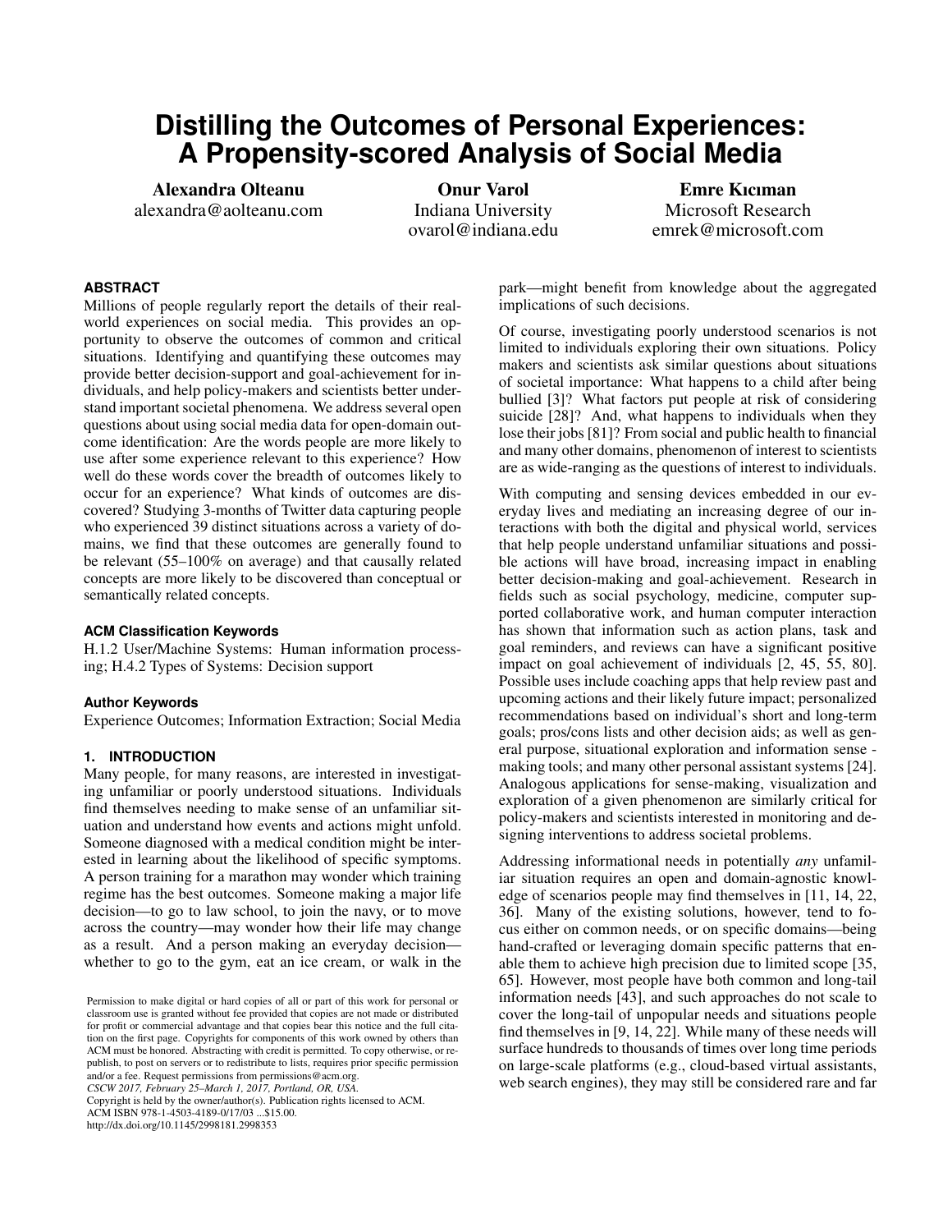# Distilling the Outcomes of Personal Experiences: A Propensity-scored Analysis of Social Media

**Alexandra Olteanu**
alexandra@aolteanu.com

**Onur Varol**
Indiana University
ovarol@indiana.edu

**Emre Kıcıman**
Microsoft Research
emrek@microsoft.com

## ABSTRACT

Millions of people regularly report the details of their real-world experiences on social media. This provides an opportunity to observe the outcomes of common and critical situations. Identifying and quantifying these outcomes may provide better decision-support and goal-achievement for individuals, and help policy-makers and scientists better understand important societal phenomena. We address several open questions about using social media data for open-domain outcome identification: Are the words people are more likely to use after some experience relevant to this experience? How well do these words cover the breadth of outcomes likely to occur for an experience? What kinds of outcomes are discovered? Studying 3-months of Twitter data capturing people who experienced 39 distinct situations across a variety of domains, we find that these outcomes are generally found to be relevant (55–100% on average) and that causally related concepts are more likely to be discovered than conceptual or semantically related concepts.

### ACM Classification Keywords

H.1.2 User/Machine Systems: Human information processing; H.4.2 Types of Systems: Decision support

### Author Keywords

Experience Outcomes; Information Extraction; Social Media

## 1. INTRODUCTION

Many people, for many reasons, are interested in investigating unfamiliar or poorly understood situations. Individuals find themselves needing to make sense of an unfamiliar situation and understand how events and actions might unfold. Someone diagnosed with a medical condition might be interested in learning about the likelihood of specific symptoms. A person training for a marathon may wonder which training regime has the best outcomes. Someone making a major life decision—to go to law school, to join the navy, or to move across the country—may wonder how their life may change as a result. And a person making an everyday decision—whether to go to the gym, eat an ice cream, or walk in the park—might benefit from knowledge about the aggregated implications of such decisions.

Of course, investigating poorly understood scenarios is not limited to individuals exploring their own situations. Policy makers and scientists ask similar questions about situations of societal importance: What happens to a child after being bullied [3]? What factors put people at risk of considering suicide [28]? And, what happens to individuals when they lose their jobs [81]? From social and public health to financial and many other domains, phenomenon of interest to scientists are as wide-ranging as the questions of interest to individuals.

With computing and sensing devices embedded in our everyday lives and mediating an increasing degree of our interactions with both the digital and physical world, services that help people understand unfamiliar situations and possible actions will have broad, increasing impact in enabling better decision-making and goal-achievement. Research in fields such as social psychology, medicine, computer supported collaborative work, and human computer interaction has shown that information such as action plans, task and goal reminders, and reviews can have a significant positive impact on goal achievement of individuals [2, 45, 55, 80]. Possible uses include coaching apps that help review past and upcoming actions and their likely future impact; personalized recommendations based on individual's short and long-term goals; pros/cons lists and other decision aids; as well as general purpose, situational exploration and information sense-making tools; and many other personal assistant systems [24]. Analogous applications for sense-making, visualization and exploration of a given phenomenon are similarly critical for policy-makers and scientists interested in monitoring and designing interventions to address societal problems.

Addressing informational needs in potentially *any* unfamiliar situation requires an open and domain-agnostic knowledge of scenarios people may find themselves in [11, 14, 22, 36]. Many of the existing solutions, however, tend to focus either on common needs, or on specific domains—being hand-crafted or leveraging domain specific patterns that enable them to achieve high precision due to limited scope [35, 65]. However, most people have both common and long-tail information needs [43], and such approaches do not scale to cover the long-tail of unpopular needs and situations people find themselves in [9, 14, 22]. While many of these needs will surface hundreds to thousands of times over long time periods on large-scale platforms (e.g., cloud-based virtual assistants, web search engines), they may still be considered rare and far

Permission to make digital or hard copies of all or part of this work for personal or classroom use is granted without fee provided that copies are not made or distributed for profit or commercial advantage and that copies bear this notice and the full citation on the first page. Copyrights for components of this work owned by others than ACM must be honored. Abstracting with credit is permitted. To copy otherwise, or republish, to post on servers or to redistribute to lists, requires prior specific permission and/or a fee. Request permissions from permissions@acm.org.
*CSCW 2017, February 25–March 1, 2017, Portland, OR, USA.*
Copyright is held by the owner/author(s). Publication rights licensed to ACM.
ACM ISBN 978-1-4503-4189-0/17/03 ...$15.00.
http://dx.doi.org/10.1145/2998181.2998353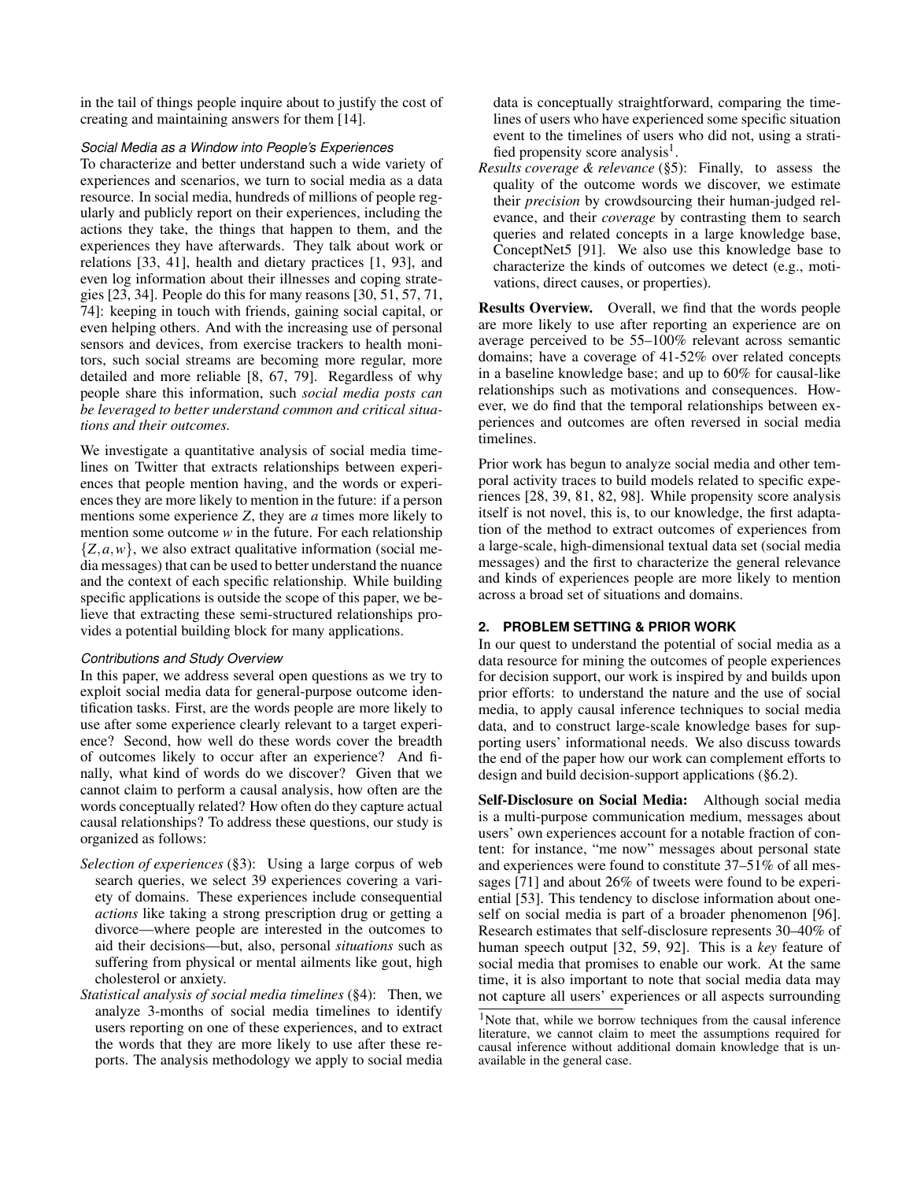in the tail of things people inquire about to justify the cost of creating and maintaining answers for them [14].

*Social Media as a Window into People's Experiences*

To characterize and better understand such a wide variety of experiences and scenarios, we turn to social media as a data resource. In social media, hundreds of millions of people regularly and publicly report on their experiences, including the actions they take, the things that happen to them, and the experiences they have afterwards. They talk about work or relations [33, 41], health and dietary practices [1, 93], and even log information about their illnesses and coping strategies [23, 34]. People do this for many reasons [30, 51, 57, 71, 74]: keeping in touch with friends, gaining social capital, or even helping others. And with the increasing use of personal sensors and devices, from exercise trackers to health monitors, such social streams are becoming more regular, more detailed and more reliable [8, 67, 79]. Regardless of why people share this information, such *social media posts can be leveraged to better understand common and critical situations and their outcomes.*

We investigate a quantitative analysis of social media timelines on Twitter that extracts relationships between experiences that people mention having, and the words or experiences they are more likely to mention in the future: if a person mentions some experience $Z$, they are $a$ times more likely to mention some outcome $w$ in the future. For each relationship $\{Z, a, w\}$, we also extract qualitative information (social media messages) that can be used to better understand the nuance and the context of each specific relationship. While building specific applications is outside the scope of this paper, we believe that extracting these semi-structured relationships provides a potential building block for many applications.

*Contributions and Study Overview*

In this paper, we address several open questions as we try to exploit social media data for general-purpose outcome identification tasks. First, are the words people are more likely to use after some experience clearly relevant to a target experience? Second, how well do these words cover the breadth of outcomes likely to occur after an experience? And finally, what kind of words do we discover? Given that we cannot claim to perform a causal analysis, how often are the words conceptually related? How often do they capture actual causal relationships? To address these questions, our study is organized as follows:

- *Selection of experiences* (§3): Using a large corpus of web search queries, we select 39 experiences covering a variety of domains. These experiences include consequential *actions* like taking a strong prescription drug or getting a divorce—where people are interested in the outcomes to aid their decisions—but, also, personal *situations* such as suffering from physical or mental ailments like gout, high cholesterol or anxiety.
- *Statistical analysis of social media timelines* (§4): Then, we analyze 3-months of social media timelines to identify users reporting on one of these experiences, and to extract the words that they are more likely to use after these reports. The analysis methodology we apply to social media data is conceptually straightforward, comparing the timelines of users who have experienced some specific situation event to the timelines of users who did not, using a stratified propensity score analysis[1].
- *Results coverage & relevance* (§5): Finally, to assess the quality of the outcome words we discover, we estimate their *precision* by crowdsourcing their human-judged relevance, and their *coverage* by contrasting them to search queries and related concepts in a large knowledge base, ConceptNet5 [91]. We also use this knowledge base to characterize the kinds of outcomes we detect (e.g., motivations, direct causes, or properties).

**Results Overview.** Overall, we find that the words people are more likely to use after reporting an experience are on average perceived to be 55–100% relevant across semantic domains; have a coverage of 41-52% over related concepts in a baseline knowledge base; and up to 60% for causal-like relationships such as motivations and consequences. However, we do find that the temporal relationships between experiences and outcomes are often reversed in social media timelines.

Prior work has begun to analyze social media and other temporal activity traces to build models related to specific experiences [28, 39, 81, 82, 98]. While propensity score analysis itself is not novel, this is, to our knowledge, the first adaptation of the method to extract outcomes of experiences from a large-scale, high-dimensional textual data set (social media messages) and the first to characterize the general relevance and kinds of experiences people are more likely to mention across a broad set of situations and domains.

## 2. PROBLEM SETTING & PRIOR WORK

In our quest to understand the potential of social media as a data resource for mining the outcomes of people experiences for decision support, our work is inspired by and builds upon prior efforts: to understand the nature and the use of social media, to apply causal inference techniques to social media data, and to construct large-scale knowledge bases for supporting users' informational needs. We also discuss towards the end of the paper how our work can complement efforts to design and build decision-support applications (§6.2).

**Self-Disclosure on Social Media:** Although social media is a multi-purpose communication medium, messages about users' own experiences account for a notable fraction of content: for instance, "me now" messages about personal state and experiences were found to constitute 37–51% of all messages [71] and about 26% of tweets were found to be experiential [53]. This tendency to disclose information about oneself on social media is part of a broader phenomenon [96]. Research estimates that self-disclosure represents 30–40% of human speech output [32, 59, 92]. This is a *key* feature of social media that promises to enable our work. At the same time, it is also important to note that social media data may not capture all users' experiences or all aspects surrounding

[1] Note that, while we borrow techniques from the causal inference literature, we cannot claim to meet the assumptions required for causal inference without additional domain knowledge that is unavailable in the general case.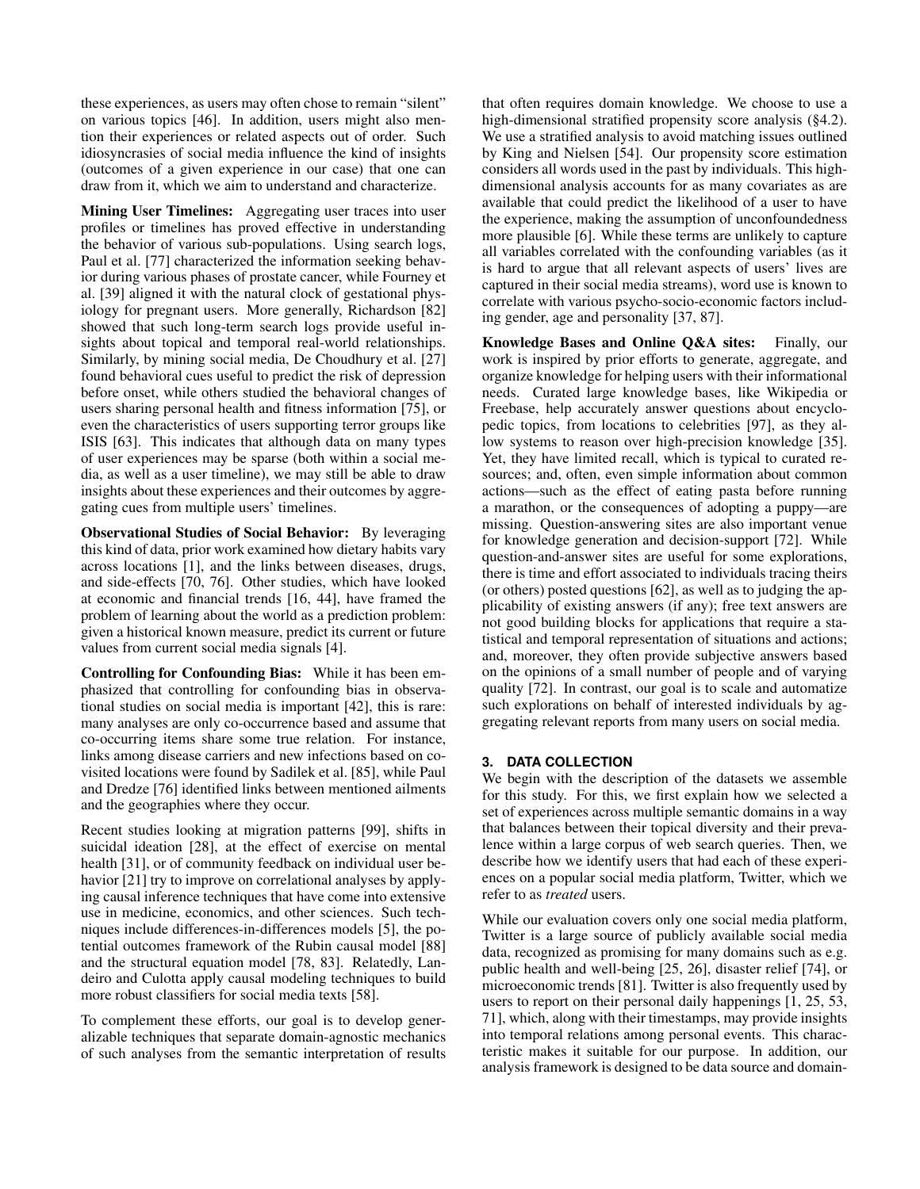these experiences, as users may often chose to remain "silent" on various topics [46]. In addition, users might also mention their experiences or related aspects out of order. Such idiosyncrasies of social media influence the kind of insights (outcomes of a given experience in our case) that one can draw from it, which we aim to understand and characterize.

**Mining User Timelines:** Aggregating user traces into user profiles or timelines has proved effective in understanding the behavior of various sub-populations. Using search logs, Paul et al. [77] characterized the information seeking behavior during various phases of prostate cancer, while Fourney et al. [39] aligned it with the natural clock of gestational physiology for pregnant users. More generally, Richardson [82] showed that such long-term search logs provide useful insights about topical and temporal real-world relationships. Similarly, by mining social media, De Choudhury et al. [27] found behavioral cues useful to predict the risk of depression before onset, while others studied the behavioral changes of users sharing personal health and fitness information [75], or even the characteristics of users supporting terror groups like ISIS [63]. This indicates that although data on many types of user experiences may be sparse (both within a social media, as well as a user timeline), we may still be able to draw insights about these experiences and their outcomes by aggregating cues from multiple users' timelines.

**Observational Studies of Social Behavior:** By leveraging this kind of data, prior work examined how dietary habits vary across locations [1], and the links between diseases, drugs, and side-effects [70, 76]. Other studies, which have looked at economic and financial trends [16, 44], have framed the problem of learning about the world as a prediction problem: given a historical known measure, predict its current or future values from current social media signals [4].

**Controlling for Confounding Bias:** While it has been emphasized that controlling for confounding bias in observational studies on social media is important [42], this is rare: many analyses are only co-occurrence based and assume that co-occurring items share some true relation. For instance, links among disease carriers and new infections based on co-visited locations were found by Sadilek et al. [85], while Paul and Dredze [76] identified links between mentioned ailments and the geographies where they occur.

Recent studies looking at migration patterns [99], shifts in suicidal ideation [28], at the effect of exercise on mental health [31], or of community feedback on individual user behavior [21] try to improve on correlational analyses by applying causal inference techniques that have come into extensive use in medicine, economics, and other sciences. Such techniques include differences-in-differences models [5], the potential outcomes framework of the Rubin causal model [88] and the structural equation model [78, 83]. Relatedly, Landeiro and Culotta apply causal modeling techniques to build more robust classifiers for social media texts [58].

To complement these efforts, our goal is to develop generalizable techniques that separate domain-agnostic mechanics of such analyses from the semantic interpretation of results that often requires domain knowledge. We choose to use a high-dimensional stratified propensity score analysis (§4.2). We use a stratified analysis to avoid matching issues outlined by King and Nielsen [54]. Our propensity score estimation considers all words used in the past by individuals. This high-dimensional analysis accounts for as many covariates as are available that could predict the likelihood of a user to have the experience, making the assumption of unconfoundedness more plausible [6]. While these terms are unlikely to capture all variables correlated with the confounding variables (as it is hard to argue that all relevant aspects of users' lives are captured in their social media streams), word use is known to correlate with various psycho-socio-economic factors including gender, age and personality [37, 87].

**Knowledge Bases and Online Q&A sites:** Finally, our work is inspired by prior efforts to generate, aggregate, and organize knowledge for helping users with their informational needs. Curated large knowledge bases, like Wikipedia or Freebase, help accurately answer questions about encyclopedic topics, from locations to celebrities [97], as they allow systems to reason over high-precision knowledge [35]. Yet, they have limited recall, which is typical to curated resources; and, often, even simple information about common actions—such as the effect of eating pasta before running a marathon, or the consequences of adopting a puppy—are missing. Question-answering sites are also important venue for knowledge generation and decision-support [72]. While question-and-answer sites are useful for some explorations, there is time and effort associated to individuals tracing theirs (or others) posted questions [62], as well as to judging the applicability of existing answers (if any); free text answers are not good building blocks for applications that require a statistical and temporal representation of situations and actions; and, moreover, they often provide subjective answers based on the opinions of a small number of people and of varying quality [72]. In contrast, our goal is to scale and automatize such explorations on behalf of interested individuals by aggregating relevant reports from many users on social media.

## 3. DATA COLLECTION

We begin with the description of the datasets we assemble for this study. For this, we first explain how we selected a set of experiences across multiple semantic domains in a way that balances between their topical diversity and their prevalence within a large corpus of web search queries. Then, we describe how we identify users that had each of these experiences on a popular social media platform, Twitter, which we refer to as *treated* users.

While our evaluation covers only one social media platform, Twitter is a large source of publicly available social media data, recognized as promising for many domains such as e.g. public health and well-being [25, 26], disaster relief [74], or microeconomic trends [81]. Twitter is also frequently used by users to report on their personal daily happenings [1, 25, 53, 71], which, along with their timestamps, may provide insights into temporal relations among personal events. This characteristic makes it suitable for our purpose. In addition, our analysis framework is designed to be data source and domain-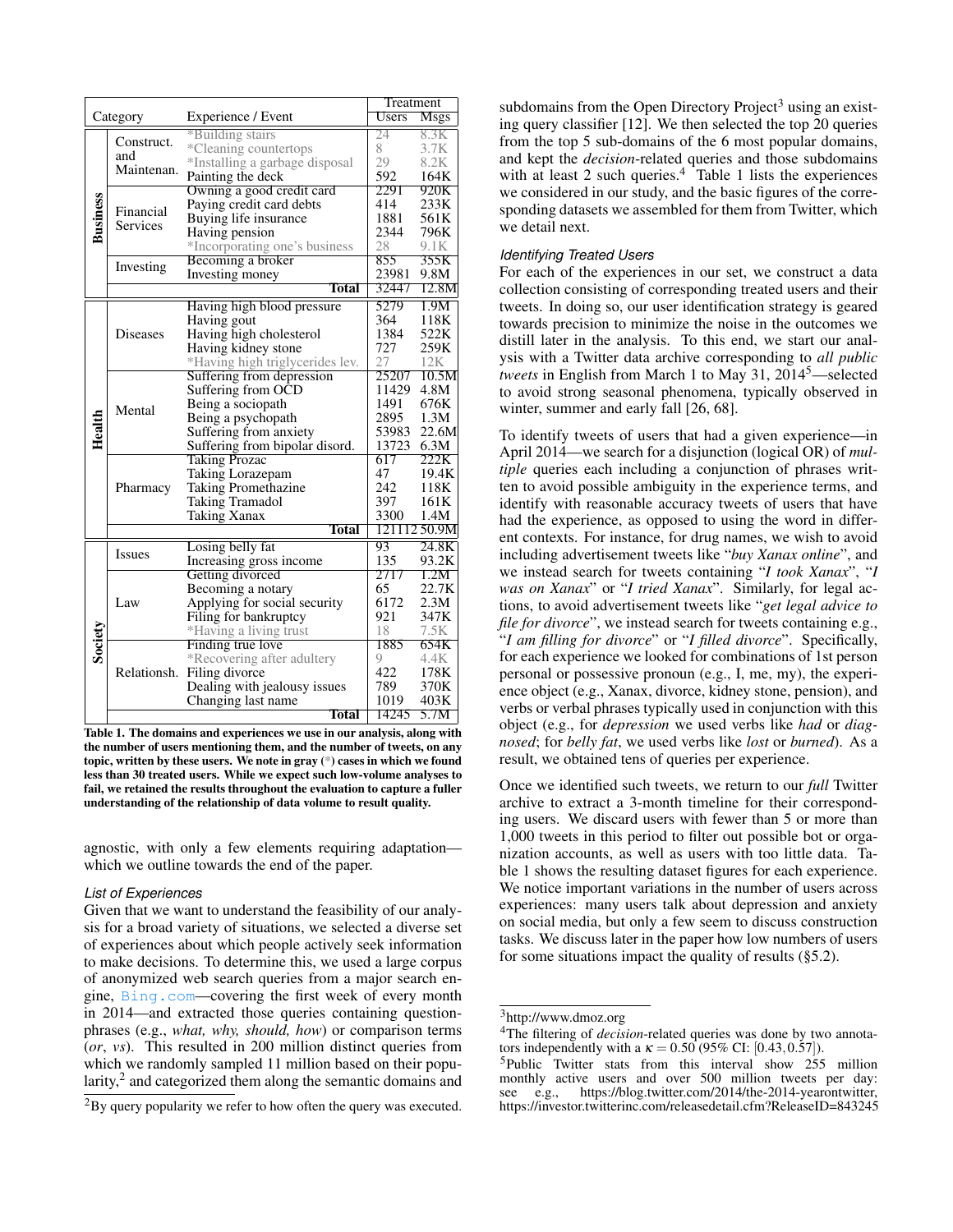| Category | | Experience / Event | Treatment Users | Treatment Msgs |
|---|---|---|---|---|
| Business | Construct. and Maintenan. | *Building stairs | 24 | 8.3K |
| | | *Cleaning countertops | 8 | 3.7K |
| | | *Installing a garbage disposal | 29 | 8.2K |
| | | Painting the deck | 592 | 164K |
| | Financial Services | Owning a good credit card | 2291 | 920K |
| | | Paying credit card debts | 414 | 233K |
| | | Buying life insurance | 1881 | 561K |
| | | Having pension | 2344 | 796K |
| | | *Incorporating one's business | 28 | 9.1K |
| | Investing | Becoming a broker | 855 | 355K |
| | | Investing money | 23981 | 9.8M |
| | | **Total** | 32447 | 12.8M |
| Health | Diseases | Having high blood pressure | 5279 | 1.9M |
| | | Having gout | 364 | 118K |
| | | Having high cholesterol | 1384 | 522K |
| | | Having kidney stone | 727 | 259K |
| | | *Having high triglycerides lev. | 27 | 12K |
| | Mental | Suffering from depression | 25207 | 10.5M |
| | | Suffering from OCD | 11429 | 4.8M |
| | | Being a sociopath | 1491 | 676K |
| | | Being a psychopath | 2895 | 1.3M |
| | | Suffering from anxiety | 53983 | 22.6M |
| | | Suffering from bipolar disord. | 13723 | 6.3M |
| | Pharmacy | Taking Prozac | 617 | 222K |
| | | Taking Lorazepam | 47 | 19.4K |
| | | Taking Promethazine | 242 | 118K |
| | | Taking Tramadol | 397 | 161K |
| | | Taking Xanax | 3300 | 1.4M |
| | | **Total** | 121112 | 50.9M |
| Society | Issues | Losing belly fat | 93 | 24.8K |
| | | Increasing gross income | 135 | 93.2K |
| | Law | Getting divorced | 2717 | 1.2M |
| | | Becoming a notary | 65 | 22.7K |
| | | Applying for social security | 6172 | 2.3M |
| | | Filing for bankruptcy | 921 | 347K |
| | | *Having a living trust | 18 | 7.5K |
| | Relationsh. | Finding true love | 1885 | 654K |
| | | *Recovering after adultery | 9 | 4.4K |
| | | Filing divorce | 422 | 178K |
| | | Dealing with jealousy issues | 789 | 370K |
| | | Changing last name | 1019 | 403K |
| | | **Total** | 14245 | 5.7M |

**Table 1. The domains and experiences we use in our analysis, along with the number of users mentioning them, and the number of tweets, on any topic, written by these users. We note in gray (*) cases in which we found less than 30 treated users. While we expect such low-volume analyses to fail, we retained the results throughout the evaluation to capture a fuller understanding of the relationship of data volume to result quality.**

agnostic, with only a few elements requiring adaptation—which we outline towards the end of the paper.

### List of Experiences

Given that we want to understand the feasibility of our analysis for a broad variety of situations, we selected a diverse set of experiences about which people actively seek information to make decisions. To determine this, we used a large corpus of anonymized web search queries from a major search engine, Bing.com—covering the first week of every month in 2014—and extracted those queries containing question-phrases (e.g., *what, why, should, how*) or comparison terms (*or*, *vs*). This resulted in 200 million distinct queries from which we randomly sampled 11 million based on their popularity,[2] and categorized them along the semantic domains and subdomains from the Open Directory Project[3] using an existing query classifier [12]. We then selected the top 20 queries from the top 5 sub-domains of the 6 most popular domains, and kept the *decision*-related queries and those subdomains with at least 2 such queries.[4] Table 1 lists the experiences we considered in our study, and the basic figures of the corresponding datasets we assembled for them from Twitter, which we detail next.

### Identifying Treated Users

For each of the experiences in our set, we construct a data collection consisting of corresponding treated users and their tweets. In doing so, our user identification strategy is geared towards precision to minimize the noise in the outcomes we distill later in the analysis. To this end, we start our analysis with a Twitter data archive corresponding to *all public tweets* in English from March 1 to May 31, 2014[5]—selected to avoid strong seasonal phenomena, typically observed in winter, summer and early fall [26, 68].

To identify tweets of users that had a given experience—in April 2014—we search for a disjunction (logical OR) of *multiple* queries each including a conjunction of phrases written to avoid possible ambiguity in the experience terms, and identify with reasonable accuracy tweets of users that have had the experience, as opposed to using the word in different contexts. For instance, for drug names, we wish to avoid including advertisement tweets like "*buy Xanax online*", and we instead search for tweets containing "*I took Xanax*", "*I was on Xanax*" or "*I tried Xanax*". Similarly, for legal actions, to avoid advertisement tweets like "*get legal advice to file for divorce*", we instead search for tweets containing e.g., "*I am filling for divorce*" or "*I filled divorce*". Specifically, for each experience we looked for combinations of 1st person personal or possessive pronoun (e.g., I, me, my), the experience object (e.g., Xanax, divorce, kidney stone, pension), and verbs or verbal phrases typically used in conjunction with this object (e.g., for *depression* we used verbs like *had* or *diagnosed*; for *belly fat*, we used verbs like *lost* or *burned*). As a result, we obtained tens of queries per experience.

Once we identified such tweets, we return to our *full* Twitter archive to extract a 3-month timeline for their corresponding users. We discard users with fewer than 5 or more than 1,000 tweets in this period to filter out possible bot or organization accounts, as well as users with too little data. Table 1 shows the resulting dataset figures for each experience. We notice important variations in the number of users across experiences: many users talk about depression and anxiety on social media, but only a few seem to discuss construction tasks. We discuss later in the paper how low numbers of users for some situations impact the quality of results (§5.2).

---

[2]By query popularity we refer to how often the query was executed.

[3]http://www.dmoz.org

[4]The filtering of *decision*-related queries was done by two annotators independently with a $\kappa = 0.50$ (95% CI: $[0.43, 0.57]$).

[5]Public Twitter stats from this interval show 255 million monthly active users and over 500 million tweets per day: see e.g., https://blog.twitter.com/2014/the-2014-yearontwitter, https://investor.twitterinc.com/releasedetail.cfm?ReleaseID=843245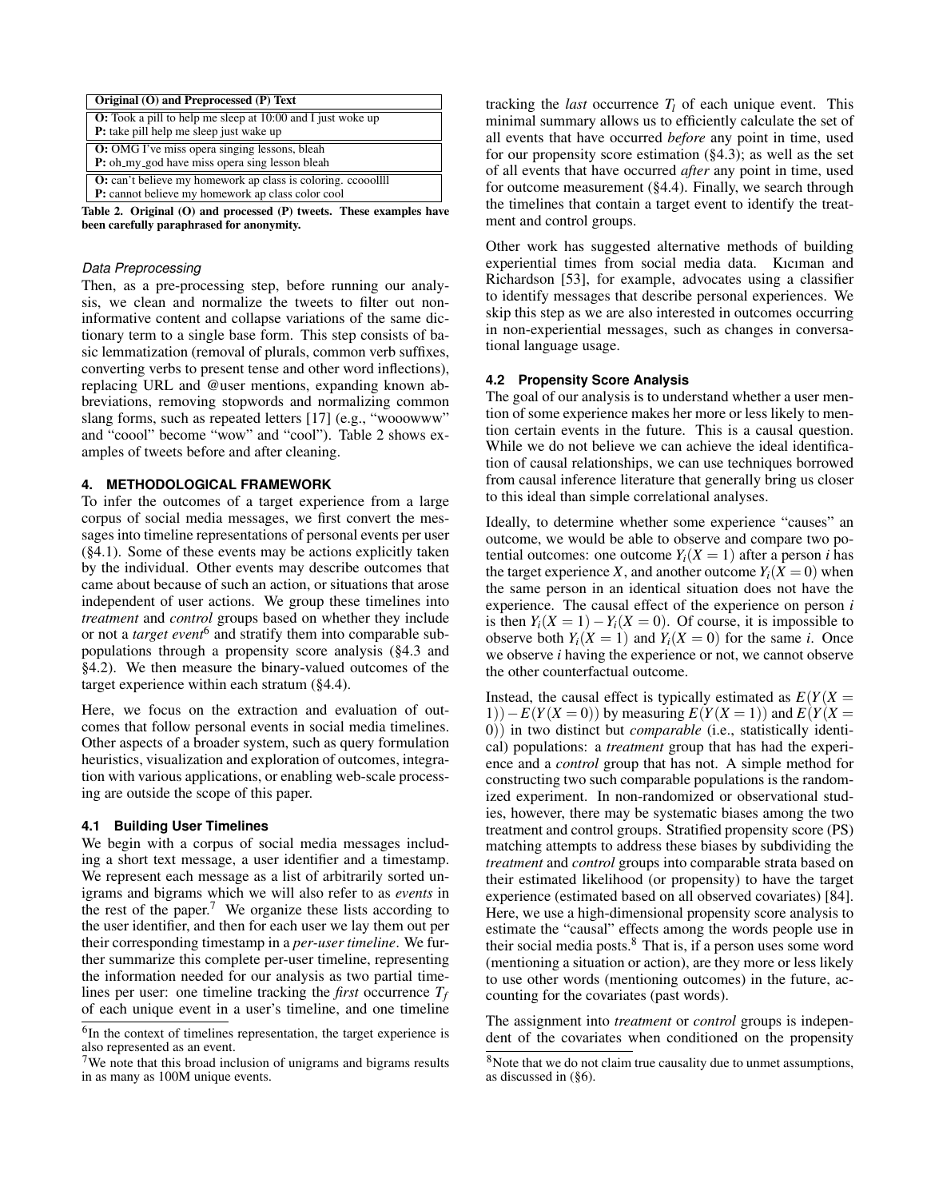| Original (O) and Preprocessed (P) Text |
|---|
| **O:** Took a pill to help me sleep at 10:00 and I just woke up<br>**P:** take pill help me sleep just wake up |
| **O:** OMG I've miss opera singing lessons, bleah<br>**P:** oh_my_god have miss opera sing lesson bleah |
| **O:** can't believe my homework ap class is coloring. ccooollll<br>**P:** cannot believe my homework ap class color cool |

**Table 2. Original (O) and processed (P) tweets. These examples have been carefully paraphrased for anonymity.**

*Data Preprocessing*

Then, as a pre-processing step, before running our analysis, we clean and normalize the tweets to filter out non-informative content and collapse variations of the same dictionary term to a single base form. This step consists of basic lemmatization (removal of plurals, common verb suffixes, converting verbs to present tense and other word inflections), replacing URL and @user mentions, expanding known abbreviations, removing stopwords and normalizing common slang forms, such as repeated letters [17] (e.g., "wooowww" and "cooool" become "wow" and "cool"). Table 2 shows examples of tweets before and after cleaning.

## 4. METHODOLOGICAL FRAMEWORK

To infer the outcomes of a target experience from a large corpus of social media messages, we first convert the messages into timeline representations of personal events per user (§4.1). Some of these events may be actions explicitly taken by the individual. Other events may describe outcomes that came about because of such an action, or situations that arose independent of user actions. We group these timelines into *treatment* and *control* groups based on whether they include or not a *target event*[6] and stratify them into comparable sub-populations through a propensity score analysis (§4.3 and §4.2). We then measure the binary-valued outcomes of the target experience within each stratum (§4.4).

Here, we focus on the extraction and evaluation of outcomes that follow personal events in social media timelines. Other aspects of a broader system, such as query formulation heuristics, visualization and exploration of outcomes, integration with various applications, or enabling web-scale processing are outside the scope of this paper.

### 4.1 Building User Timelines

We begin with a corpus of social media messages including a short text message, a user identifier and a timestamp. We represent each message as a list of arbitrarily sorted unigrams and bigrams which we will also refer to as *events* in the rest of the paper.[7] We organize these lists according to the user identifier, and then for each user we lay them out per their corresponding timestamp in a *per-user timeline*. We further summarize this complete per-user timeline, representing the information needed for our analysis as two partial timelines per user: one timeline tracking the *first* occurrence $T_f$ of each unique event in a user's timeline, and one timeline tracking the *last* occurrence $T_l$ of each unique event. This minimal summary allows us to efficiently calculate the set of all events that have occurred *before* any point in time, used for our propensity score estimation (§4.3); as well as the set of all events that have occurred *after* any point in time, used for outcome measurement (§4.4). Finally, we search through the timelines that contain a target event to identify the treatment and control groups.

Other work has suggested alternative methods of building experiential times from social media data. Kıcıman and Richardson [53], for example, advocates using a classifier to identify messages that describe personal experiences. We skip this step as we are also interested in outcomes occurring in non-experiential messages, such as changes in conversational language usage.

### 4.2 Propensity Score Analysis

The goal of our analysis is to understand whether a user mention of some experience makes her more or less likely to mention certain events in the future. This is a causal question. While we do not believe we can achieve the ideal identification of causal relationships, we can use techniques borrowed from causal inference literature that generally bring us closer to this ideal than simple correlational analyses.

Ideally, to determine whether some experience "causes" an outcome, we would be able to observe and compare two potential outcomes: one outcome $Y_i(X=1)$ after a person $i$ has the target experience $X$, and another outcome $Y_i(X=0)$ when the same person in an identical situation does not have the experience. The causal effect of the experience on person $i$ is then $Y_i(X=1) - Y_i(X=0)$. Of course, it is impossible to observe both $Y_i(X=1)$ and $Y_i(X=0)$ for the same $i$. Once we observe $i$ having the experience or not, we cannot observe the other counterfactual outcome.

Instead, the causal effect is typically estimated as $E(Y(X=1)) - E(Y(X=0))$ by measuring $E(Y(X=1))$ and $E(Y(X=0))$ in two distinct but *comparable* (i.e., statistically identical) populations: a *treatment* group that has had the experience and a *control* group that has not. A simple method for constructing two such comparable populations is the randomized experiment. In non-randomized or observational studies, however, there may be systematic biases among the two treatment and control groups. Stratified propensity score (PS) matching attempts to address these biases by subdividing the *treatment* and *control* groups into comparable strata based on their estimated likelihood (or propensity) to have the target experience (estimated based on all observed covariates) [84]. Here, we use a high-dimensional propensity score analysis to estimate the "causal" effects among the words people use in their social media posts.[8] That is, if a person uses some word (mentioning a situation or action), are they more or less likely to use other words (mentioning outcomes) in the future, accounting for the covariates (past words).

The assignment into *treatment* or *control* groups is independent of the covariates when conditioned on the propensity

[6] In the context of timelines representation, the target experience is also represented as an event.

[7] We note that this broad inclusion of unigrams and bigrams results in as many as 100M unique events.

[8] Note that we do not claim true causality due to unmet assumptions, as discussed in (§6).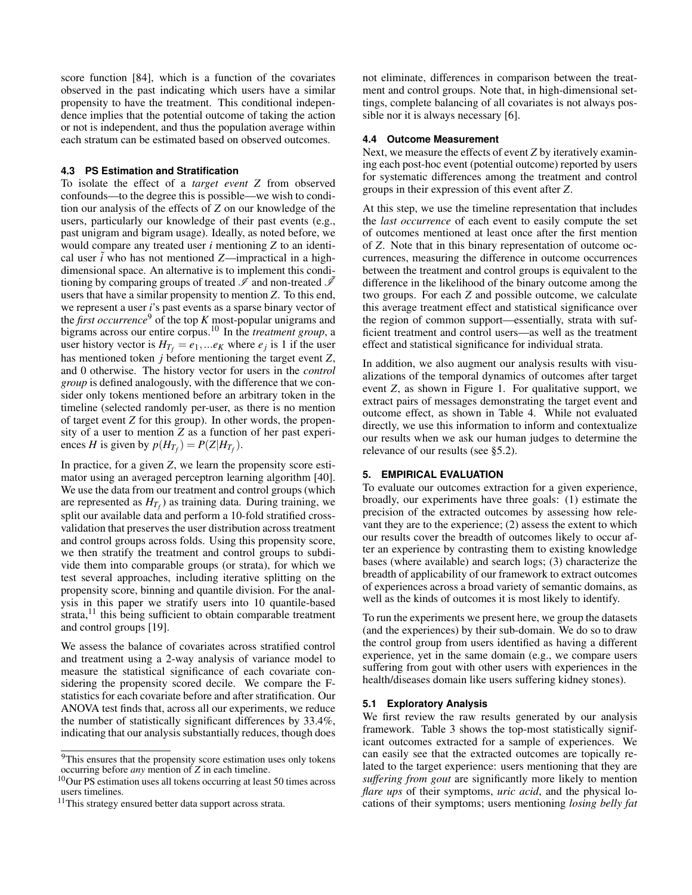score function [84], which is a function of the covariates observed in the past indicating which users have a similar propensity to have the treatment. This conditional independence implies that the potential outcome of taking the action or not is independent, and thus the population average within each stratum can be estimated based on observed outcomes.

### 4.3 PS Estimation and Stratification

To isolate the effect of a *target event* $Z$ from observed confounds—to the degree this is possible—we wish to condition our analysis of the effects of $Z$ on our knowledge of the users, particularly our knowledge of their past events (e.g., past unigram and bigram usage). Ideally, as noted before, we would compare any treated user $i$ mentioning $Z$ to an identical user $\tilde{i}$ who has not mentioned $Z$—impractical in a high-dimensional space. An alternative is to implement this conditioning by comparing groups of treated $\mathscr{I}$ and non-treated $\tilde{\mathscr{I}}$ users that have a similar propensity to mention $Z$. To this end, we represent a user $i$'s past events as a sparse binary vector of the *first occurrence*[9] of the top $K$ most-popular unigrams and bigrams across our entire corpus.[10] In the *treatment group*, a user history vector is $H_{T_f} = e_1, ...e_K$ where $e_j$ is 1 if the user has mentioned token $j$ before mentioning the target event $Z$, and 0 otherwise. The history vector for users in the *control group* is defined analogously, with the difference that we consider only tokens mentioned before an arbitrary token in the timeline (selected randomly per-user, as there is no mention of target event $Z$ for this group). In other words, the propensity of a user to mention $Z$ as a function of her past experiences $H$ is given by $p(H_{T_f}) = P(Z|H_{T_f})$.

In practice, for a given $Z$, we learn the propensity score estimator using an averaged perceptron learning algorithm [40]. We use the data from our treatment and control groups (which are represented as $H_{T_f}$) as training data. During training, we split our available data and perform a 10-fold stratified cross-validation that preserves the user distribution across treatment and control groups across folds. Using this propensity score, we then stratify the treatment and control groups to subdivide them into comparable groups (or strata), for which we test several approaches, including iterative splitting on the propensity score, binning and quantile division. For the analysis in this paper we stratify users into 10 quantile-based strata,[11] this being sufficient to obtain comparable treatment and control groups [19].

We assess the balance of covariates across stratified control and treatment using a 2-way analysis of variance model to measure the statistical significance of each covariate considering the propensity scored decile. We compare the F-statistics for each covariate before and after stratification. Our ANOVA test finds that, across all our experiments, we reduce the number of statistically significant differences by 33.4%, indicating that our analysis substantially reduces, though does not eliminate, differences in comparison between the treatment and control groups. Note that, in high-dimensional settings, complete balancing of all covariates is not always possible nor it is always necessary [6].

### 4.4 Outcome Measurement

Next, we measure the effects of event $Z$ by iteratively examining each post-hoc event (potential outcome) reported by users for systematic differences among the treatment and control groups in their expression of this event after $Z$.

At this step, we use the timeline representation that includes the *last occurrence* of each event to easily compute the set of outcomes mentioned at least once after the first mention of $Z$. Note that in this binary representation of outcome occurrences, measuring the difference in outcome occurrences between the treatment and control groups is equivalent to the difference in the likelihood of the binary outcome among the two groups. For each $Z$ and possible outcome, we calculate this average treatment effect and statistical significance over the region of common support—essentially, strata with sufficient treatment and control users—as well as the treatment effect and statistical significance for individual strata.

In addition, we also augment our analysis results with visualizations of the temporal dynamics of outcomes after target event $Z$, as shown in Figure 1. For qualitative support, we extract pairs of messages demonstrating the target event and outcome effect, as shown in Table 4. While not evaluated directly, we use this information to inform and contextualize our results when we ask our human judges to determine the relevance of our results (see §5.2).

## 5. EMPIRICAL EVALUATION

To evaluate our outcomes extraction for a given experience, broadly, our experiments have three goals: (1) estimate the precision of the extracted outcomes by assessing how relevant they are to the experience; (2) assess the extent to which our results cover the breadth of outcomes likely to occur after an experience by contrasting them to existing knowledge bases (where available) and search logs; (3) characterize the breadth of applicability of our framework to extract outcomes of experiences across a broad variety of semantic domains, as well as the kinds of outcomes it is most likely to identify.

To run the experiments we present here, we group the datasets (and the experiences) by their sub-domain. We do so to draw the control group from users identified as having a different experience, yet in the same domain (e.g., we compare users suffering from gout with other users with experiences in the health/diseases domain like users suffering kidney stones).

### 5.1 Exploratory Analysis

We first review the raw results generated by our analysis framework. Table 3 shows the top-most statistically significant outcomes extracted for a sample of experiences. We can easily see that the extracted outcomes are topically related to the target experience: users mentioning that they are *suffering from gout* are significantly more likely to mention *flare ups* of their symptoms, *uric acid*, and the physical locations of their symptoms; users mentioning *losing belly fat*

[9] This ensures that the propensity score estimation uses only tokens occurring before *any* mention of $Z$ in each timeline.

[10] Our PS estimation uses all tokens occurring at least 50 times across users timelines.

[11] This strategy ensured better data support across strata.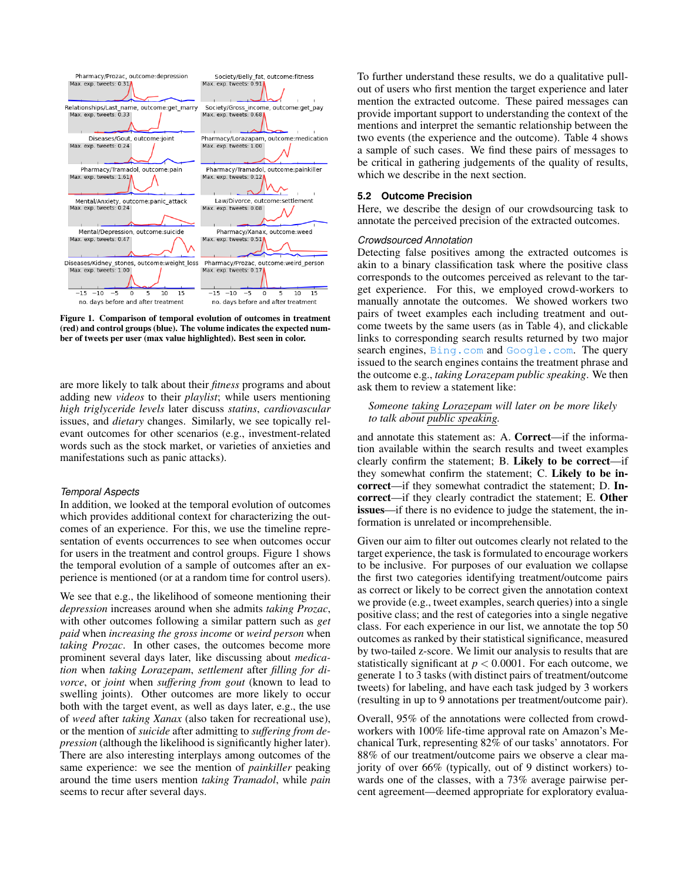Figure 1. Comparison of temporal evolution of outcomes in treatment (red) and control groups (blue). The volume indicates the expected number of tweets per user (max value highlighted). Best seen in color.

are more likely to talk about their *fitness* programs and about adding new *videos* to their *playlist*; while users mentioning *high triglyceride levels* later discuss *statins*, *cardiovascular* issues, and *dietary* changes. Similarly, we see topically relevant outcomes for other scenarios (e.g., investment-related words such as the stock market, or varieties of anxieties and manifestations such as panic attacks).

#### Temporal Aspects

In addition, we looked at the temporal evolution of outcomes which provides additional context for characterizing the outcomes of an experience. For this, we use the timeline representation of events occurrences to see when outcomes occur for users in the treatment and control groups. Figure 1 shows the temporal evolution of a sample of outcomes after an experience is mentioned (or at a random time for control users).

We see that e.g., the likelihood of someone mentioning their *depression* increases around when she admits *taking Prozac*, with other outcomes following a similar pattern such as *get paid* when *increasing the gross income* or *weird person* when *taking Prozac*. In other cases, the outcomes become more prominent several days later, like discussing about *medication* when *taking Lorazepam*, *settlement* after *filling for divorce*, or *joint* when *suffering from gout* (known to lead to swelling joints). Other outcomes are more likely to occur both with the target event, as well as days later, e.g., the use of *weed* after *taking Xanax* (also taken for recreational use), or the mention of *suicide* after admitting to *suffering from depression* (although the likelihood is significantly higher later). There are also interesting interplays among outcomes of the same experience: we see the mention of *painkiller* peaking around the time users mention *taking Tramadol*, while *pain* seems to recur after several days.

To further understand these results, we do a qualitative pull-out of users who first mention the target experience and later mention the extracted outcome. These paired messages can provide important support to understanding the context of the mentions and interpret the semantic relationship between the two events (the experience and the outcome). Table 4 shows a sample of such cases. We find these pairs of messages to be critical in gathering judgements of the quality of results, which we describe in the next section.

### 5.2 Outcome Precision

Here, we describe the design of our crowdsourcing task to annotate the perceived precision of the extracted outcomes.

#### Crowdsourced Annotation

Detecting false positives among the extracted outcomes is akin to a binary classification task where the positive class corresponds to the outcomes perceived as relevant to the target experience. For this, we employed crowd-workers to manually annotate the outcomes. We showed workers two pairs of tweet examples each including treatment and outcome tweets by the same users (as in Table 4), and clickable links to corresponding search results returned by two major search engines, Bing.com and Google.com. The query issued to the search engines contains the treatment phrase and the outcome e.g., *taking Lorazepam public speaking*. We then ask them to review a statement like:

> *Someone taking Lorazepam will later on be more likely to talk about public speaking.*

and annotate this statement as: A. **Correct**—if the information available within the search results and tweet examples clearly confirm the statement; B. **Likely to be correct**—if they somewhat confirm the statement; C. **Likely to be incorrect**—if they somewhat contradict the statement; D. **Incorrect**—if they clearly contradict the statement; E. **Other issues**—if there is no evidence to judge the statement, the information is unrelated or incomprehensible.

Given our aim to filter out outcomes clearly not related to the target experience, the task is formulated to encourage workers to be inclusive. For purposes of our evaluation we collapse the first two categories identifying treatment/outcome pairs as correct or likely to be correct given the annotation context we provide (e.g., tweet examples, search queries) into a single positive class; and the rest of categories into a single negative class. For each experience in our list, we annotate the top 50 outcomes as ranked by their statistical significance, measured by two-tailed z-score. We limit our analysis to results that are statistically significant at $p < 0.0001$. For each outcome, we generate 1 to 3 tasks (with distinct pairs of treatment/outcome tweets) for labeling, and have each task judged by 3 workers (resulting in up to 9 annotations per treatment/outcome pair).

Overall, 95% of the annotations were collected from crowd-workers with 100% life-time approval rate on Amazon's Mechanical Turk, representing 82% of our tasks' annotators. For 88% of our treatment/outcome pairs we observe a clear majority of over 66% (typically, out of 9 distinct workers) towards one of the classes, with a 73% average pairwise percent agreement—deemed appropriate for exploratory evalua-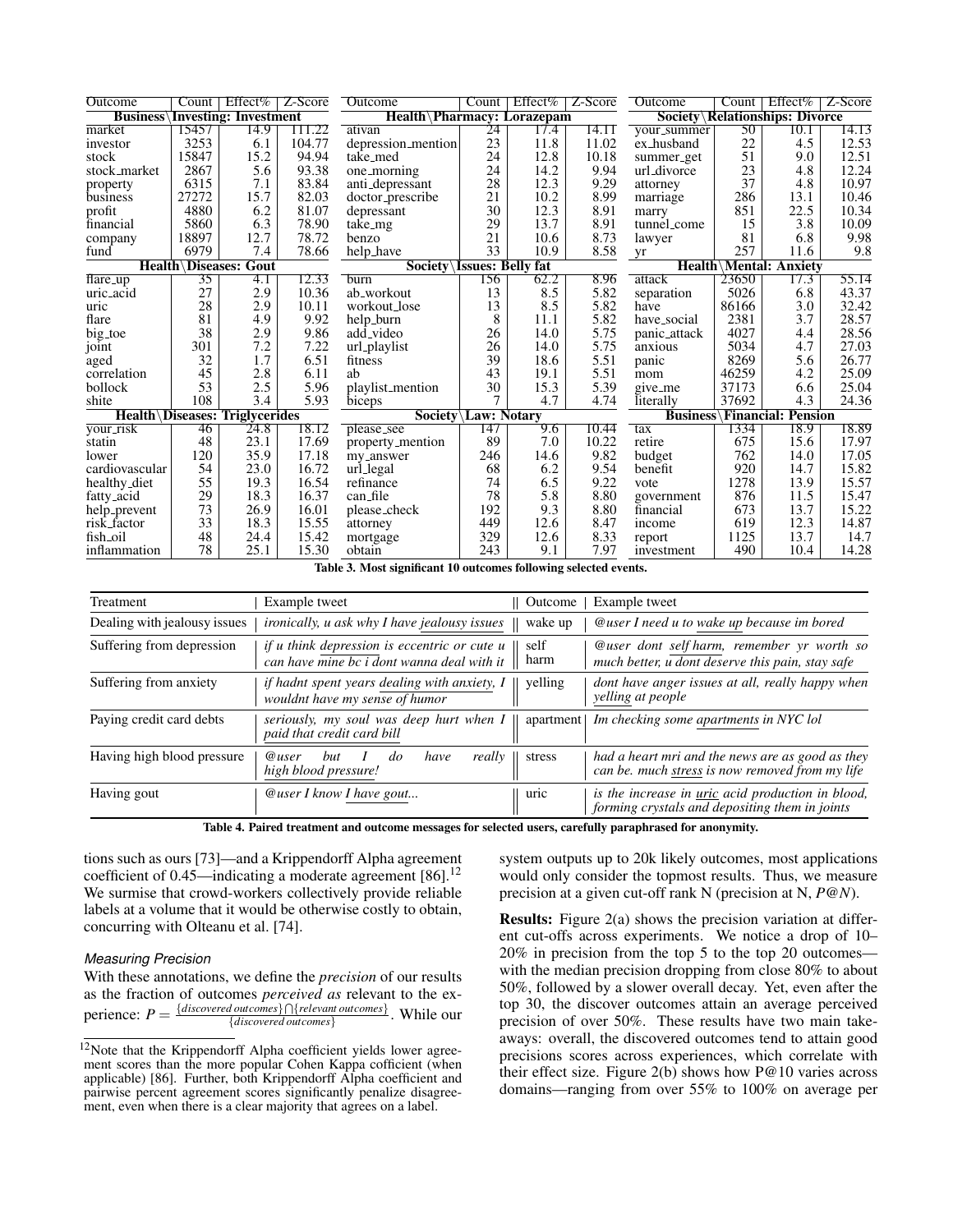| Outcome | Count | Effect% | Z-Score | Outcome | Count | Effect% | Z-Score | Outcome | Count | Effect% | Z-Score |
|---|---|---|---|---|---|---|---|---|---|---|---|
| **Business\Investing: Investment** | | | | **Health\Pharmacy: Lorazepam** | | | | **Society\Relationships: Divorce** | | | |
| market | 15457 | 14.9 | 111.22 | ativan | 24 | 17.4 | 14.11 | your_summer | 50 | 10.1 | 14.13 |
| investor | 3253 | 6.1 | 104.77 | depression_mention | 23 | 11.8 | 11.02 | ex_husband | 22 | 4.5 | 12.53 |
| stock | 15847 | 15.2 | 94.94 | take_med | 24 | 12.8 | 10.18 | summer_get | 51 | 9.0 | 12.51 |
| stock_market | 2867 | 5.6 | 93.38 | one_morning | 24 | 14.2 | 9.94 | url_divorce | 23 | 4.8 | 12.24 |
| property | 6315 | 7.1 | 83.84 | anti_depressant | 28 | 12.3 | 9.29 | attorney | 37 | 4.8 | 10.97 |
| business | 27272 | 15.7 | 82.03 | doctor_prescribe | 21 | 10.2 | 8.99 | marriage | 286 | 13.1 | 10.46 |
| profit | 4880 | 6.2 | 81.07 | depressant | 30 | 12.3 | 8.91 | marry | 851 | 22.5 | 10.34 |
| financial | 5860 | 6.3 | 78.90 | take_mg | 29 | 13.7 | 8.91 | tunnel_come | 15 | 3.8 | 10.09 |
| company | 18897 | 12.7 | 78.72 | benzo | 21 | 10.6 | 8.73 | lawyer | 81 | 6.8 | 9.98 |
| fund | 6979 | 7.4 | 78.66 | help_have | 33 | 10.9 | 8.58 | yr | 257 | 11.6 | 9.8 |
| **Health\Diseases: Gout** | | | | **Society\Issues: Belly fat** | | | | **Health\Mental: Anxiety** | | | |
| flare_up | 35 | 4.1 | 12.33 | burn | 156 | 62.2 | 8.96 | attack | 23650 | 17.3 | 55.14 |
| uric_acid | 27 | 2.9 | 10.36 | ab_workout | 13 | 8.5 | 5.82 | separation | 5026 | 6.8 | 43.37 |
| uric | 28 | 2.9 | 10.11 | workout_lose | 13 | 8.5 | 5.82 | have | 86166 | 3.0 | 32.42 |
| flare | 81 | 4.9 | 9.92 | help_burn | 8 | 11.1 | 5.82 | have_social | 2381 | 3.7 | 28.57 |
| big_toe | 38 | 2.9 | 9.86 | add_video | 26 | 14.0 | 5.75 | panic_attack | 4027 | 4.4 | 28.56 |
| joint | 301 | 7.2 | 7.22 | url_playlist | 26 | 14.0 | 5.75 | anxious | 5034 | 4.7 | 27.03 |
| aged | 32 | 1.7 | 6.51 | fitness | 39 | 18.6 | 5.51 | panic | 8269 | 5.6 | 26.77 |
| correlation | 45 | 2.8 | 6.11 | ab | 43 | 19.1 | 5.51 | mom | 46259 | 4.2 | 25.09 |
| bollock | 53 | 2.5 | 5.96 | playlist_mention | 30 | 15.3 | 5.39 | give_me | 37173 | 6.6 | 25.04 |
| shite | 108 | 3.4 | 5.93 | biceps | 7 | 4.7 | 4.74 | literally | 37692 | 4.3 | 24.36 |
| **Health\Diseases: Triglycerides** | | | | **Society\Law: Notary** | | | | **Business\Financial: Pension** | | | |
| your_risk | 46 | 24.8 | 18.12 | please_see | 147 | 9.6 | 10.44 | tax | 1334 | 18.9 | 18.89 |
| statin | 48 | 23.1 | 17.69 | property_mention | 89 | 7.0 | 10.22 | retire | 675 | 15.6 | 17.97 |
| lower | 120 | 35.9 | 17.18 | my_answer | 246 | 14.6 | 9.82 | budget | 762 | 14.0 | 17.05 |
| cardiovascular | 54 | 23.0 | 16.72 | url_legal | 68 | 6.2 | 9.54 | benefit | 920 | 14.7 | 15.82 |
| healthy_diet | 55 | 19.3 | 16.54 | refinance | 74 | 6.5 | 9.22 | vote | 1278 | 13.9 | 15.57 |
| fatty_acid | 29 | 18.3 | 16.37 | can_file | 78 | 5.8 | 8.80 | government | 876 | 11.5 | 15.47 |
| help_prevent | 73 | 26.9 | 16.01 | please_check | 192 | 9.3 | 8.80 | financial | 673 | 13.7 | 15.22 |
| risk_factor | 33 | 18.3 | 15.55 | attorney | 449 | 12.6 | 8.47 | income | 619 | 12.3 | 14.87 |
| fish_oil | 48 | 24.4 | 15.42 | mortgage | 329 | 12.6 | 8.33 | report | 1125 | 13.7 | 14.7 |
| inflammation | 78 | 25.1 | 15.30 | obtain | 243 | 9.1 | 7.97 | investment | 490 | 10.4 | 14.28 |

**Table 3. Most significant 10 outcomes following selected events.**

| Treatment | Example tweet | Outcome | Example tweet |
|---|---|---|---|
| Dealing with jealousy issues | *ironically, u ask why I have jealousy issues* | wake up | *@user I need u to wake up because im bored* |
| Suffering from depression | *if u think depression is eccentric or cute u can have mine bc i dont wanna deal with it* | self harm | *@user dont self harm, remember yr worth so much better, u dont deserve this pain, stay safe* |
| Suffering from anxiety | *if hadnt spent years dealing with anxiety, I wouldnt have my sense of humor* | yelling | *dont have anger issues at all, really happy when yelling at people* |
| Paying credit card debts | *seriously, my soul was deep hurt when I paid that credit card bill* | apartment | *Im checking some apartments in NYC lol* |
| Having high blood pressure | *@user but I do have really high blood pressure!* | stress | *had a heart mri and the news are as good as they can be. much stress is now removed from my life* |
| Having gout | *@user I know I have gout...* | uric | *is the increase in uric acid production in blood, forming crystals and depositing them in joints* |

**Table 4. Paired treatment and outcome messages for selected users, carefully paraphrased for anonymity.**

tions such as ours [73]—and a Krippendorff Alpha agreement coefficient of 0.45—indicating a moderate agreement [86].[12] We surmise that crowd-workers collectively provide reliable labels at a volume that it would be otherwise costly to obtain, concurring with Olteanu et al. [74].

### *Measuring Precision*

With these annotations, we define the *precision* of our results as the fraction of outcomes *perceived as* relevant to the experience: $P = \frac{\{discovered\ outcomes\} \cap \{relevant\ outcomes\}}{\{discovered\ outcomes\}}$. While our system outputs up to 20k likely outcomes, most applications would only consider the topmost results. Thus, we measure precision at a given cut-off rank N (precision at N, *P@N*).

**Results:** Figure 2(a) shows the precision variation at different cut-offs across experiments. We notice a drop of 10–20% in precision from the top 5 to the top 20 outcomes—with the median precision dropping from close 80% to about 50%, followed by a slower overall decay. Yet, even after the top 30, the discover outcomes attain an average perceived precision of over 50%. These results have two main takeaways: overall, the discovered outcomes tend to attain good precisions scores across experiences, which correlate with their effect size. Figure 2(b) shows how P@10 varies across domains—ranging from over 55% to 100% on average per

[12] Note that the Krippendorff Alpha coefficient yields lower agreement scores than the more popular Cohen Kappa cofficient (when applicable) [86]. Further, both Krippendorff Alpha coefficient and pairwise percent agreement scores significantly penalize disagreement, even when there is a clear majority that agrees on a label.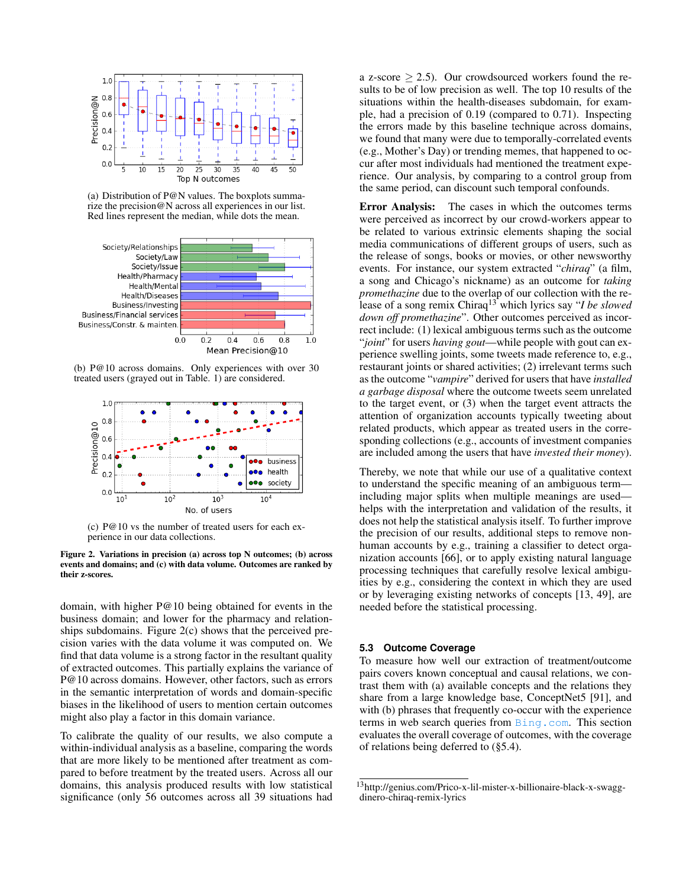(a) Distribution of P@N values. The boxplots summarize the precision@N across all experiences in our list. Red lines represent the median, while dots the mean.

(b) P@10 across domains. Only experiences with over 30 treated users (grayed out in Table. 1) are considered.

(c) P@10 vs the number of treated users for each experience in our data collections.

**Figure 2. Variations in precision (a) across top N outcomes; (b) across events and domains; and (c) with data volume. Outcomes are ranked by their z-scores.**

domain, with higher P@10 being obtained for events in the business domain; and lower for the pharmacy and relationships subdomains. Figure 2(c) shows that the perceived precision varies with the data volume it was computed on. We find that data volume is a strong factor in the resultant quality of extracted outcomes. This partially explains the variance of P@10 across domains. However, other factors, such as errors in the semantic interpretation of words and domain-specific biases in the likelihood of users to mention certain outcomes might also play a factor in this domain variance.

To calibrate the quality of our results, we also compute a within-individual analysis as a baseline, comparing the words that are more likely to be mentioned after treatment as compared to before treatment by the treated users. Across all our domains, this analysis produced results with low statistical significance (only 56 outcomes across all 39 situations had a z-score $\geq 2.5$). Our crowdsourced workers found the results to be of low precision as well. The top 10 results of the situations within the health-diseases subdomain, for example, had a precision of 0.19 (compared to 0.71). Inspecting the errors made by this baseline technique across domains, we found that many were due to temporally-correlated events (e.g., Mother's Day) or trending memes, that happened to occur after most individuals had mentioned the treatment experience. Our analysis, by comparing to a control group from the same period, can discount such temporal confounds.

**Error Analysis:** The cases in which the outcomes terms were perceived as incorrect by our crowd-workers appear to be related to various extrinsic elements shaping the social media communications of different groups of users, such as the release of songs, books or movies, or other newsworthy events. For instance, our system extracted "*chiraq*" (a film, a song and Chicago's nickname) as an outcome for *taking promethazine* due to the overlap of our collection with the release of a song remix Chiraq[13] which lyrics say "*I be slowed down off promethazine*". Other outcomes perceived as incorrect include: (1) lexical ambiguous terms such as the outcome "*joint*" for users *having gout*—while people with gout can experience swelling joints, some tweets made reference to, e.g., restaurant joints or shared activities; (2) irrelevant terms such as the outcome "*vampire*" derived for users that have *installed a garbage disposal* where the outcome tweets seem unrelated to the target event, or (3) when the target event attracts the attention of organization accounts typically tweeting about related products, which appear as treated users in the corresponding collections (e.g., accounts of investment companies are included among the users that have *invested their money*).

Thereby, we note that while our use of a qualitative context to understand the specific meaning of an ambiguous term—including major splits when multiple meanings are used—helps with the interpretation and validation of the results, it does not help the statistical analysis itself. To further improve the precision of our results, additional steps to remove non-human accounts by e.g., training a classifier to detect organization accounts [66], or to apply existing natural language processing techniques that carefully resolve lexical ambiguities by e.g., considering the context in which they are used or by leveraging existing networks of concepts [13, 49], are needed before the statistical processing.

### 5.3 Outcome Coverage

To measure how well our extraction of treatment/outcome pairs covers known conceptual and causal relations, we contrast them with (a) available concepts and the relations they share from a large knowledge base, ConceptNet5 [91], and with (b) phrases that frequently co-occur with the experience terms in web search queries from Bing.com. This section evaluates the overall coverage of outcomes, with the coverage of relations being deferred to (§5.4).

[13] http://genius.com/Prico-x-lil-mister-x-billionaire-black-x-swagg-dinero-chiraq-remix-lyrics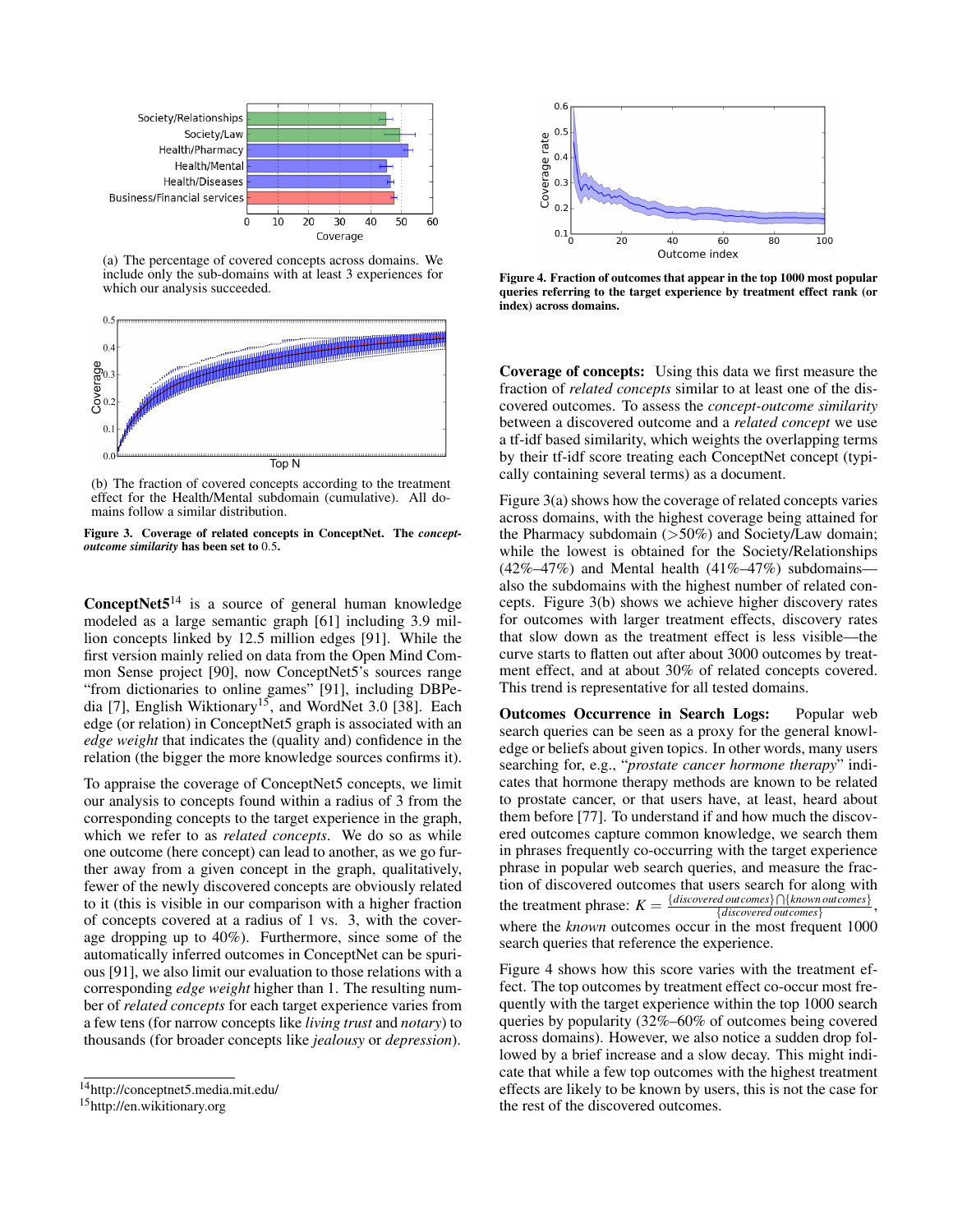(a) The percentage of covered concepts across domains. We include only the sub-domains with at least 3 experiences for which our analysis succeeded.

(b) The fraction of covered concepts according to the treatment effect for the Health/Mental subdomain (cumulative). All domains follow a similar distribution.

**Figure 3. Coverage of related concepts in ConceptNet. The *concept-outcome similarity* has been set to 0.5.**

**ConceptNet5**[14] is a source of general human knowledge modeled as a large semantic graph [61] including 3.9 million concepts linked by 12.5 million edges [91]. While the first version mainly relied on data from the Open Mind Common Sense project [90], now ConceptNet5's sources range "from dictionaries to online games" [91], including DBPedia [7], English Wiktionary[15], and WordNet 3.0 [38]. Each edge (or relation) in ConceptNet5 graph is associated with an *edge weight* that indicates the (quality and) confidence in the relation (the bigger the more knowledge sources confirms it).

To appraise the coverage of ConceptNet5 concepts, we limit our analysis to concepts found within a radius of 3 from the corresponding concepts to the target experience in the graph, which we refer to as *related concepts*. We do so as while one outcome (here concept) can lead to another, as we go further away from a given concept in the graph, qualitatively, fewer of the newly discovered concepts are obviously related to it (this is visible in our comparison with a higher fraction of concepts covered at a radius of 1 vs. 3, with the coverage dropping up to 40%). Furthermore, since some of the automatically inferred outcomes in ConceptNet can be spurious [91], we also limit our evaluation to those relations with a corresponding *edge weight* higher than 1. The resulting number of *related concepts* for each target experience varies from a few tens (for narrow concepts like *living trust* and *notary*) to thousands (for broader concepts like *jealousy* or *depression*).

[14] http://conceptnet5.media.mit.edu/

[15] http://en.wikitionary.org

**Figure 4. Fraction of outcomes that appear in the top 1000 most popular queries referring to the target experience by treatment effect rank (or index) across domains.**

**Coverage of concepts:** Using this data we first measure the fraction of *related concepts* similar to at least one of the discovered outcomes. To assess the *concept-outcome similarity* between a discovered outcome and a *related concept* we use a tf-idf based similarity, which weights the overlapping terms by their tf-idf score treating each ConceptNet concept (typically containing several terms) as a document.

Figure 3(a) shows how the coverage of related concepts varies across domains, with the highest coverage being attained for the Pharmacy subdomain (>50%) and Society/Law domain; while the lowest is obtained for the Society/Relationships (42%–47%) and Mental health (41%–47%) subdomains—also the subdomains with the highest number of related concepts. Figure 3(b) shows we achieve higher discovery rates for outcomes with larger treatment effects, discovery rates that slow down as the treatment effect is less visible—the curve starts to flatten out after about 3000 outcomes by treatment effect, and at about 30% of related concepts covered. This trend is representative for all tested domains.

**Outcomes Occurrence in Search Logs:** Popular web search queries can be seen as a proxy for the general knowledge or beliefs about given topics. In other words, many users searching for, e.g., "*prostate cancer hormone therapy*" indicates that hormone therapy methods are known to be related to prostate cancer, or that users have, at least, heard about them before [77]. To understand if and how much the discovered outcomes capture common knowledge, we search them in phrases frequently co-occurring with the target experience phrase in popular web search queries, and measure the fraction of discovered outcomes that users search for along with the treatment phrase: $K = \frac{\{discovered\ outcomes\} \bigcap \{known\ outcomes\}}{\{discovered\ outcomes\}}$, where the *known* outcomes occur in the most frequent 1000 search queries that reference the experience.

Figure 4 shows how this score varies with the treatment effect. The top outcomes by treatment effect co-occur most frequently with the target experience within the top 1000 search queries by popularity (32%–60% of outcomes being covered across domains). However, we also notice a sudden drop followed by a brief increase and a slow decay. This might indicate that while a few top outcomes with the highest treatment effects are likely to be known by users, this is not the case for the rest of the discovered outcomes.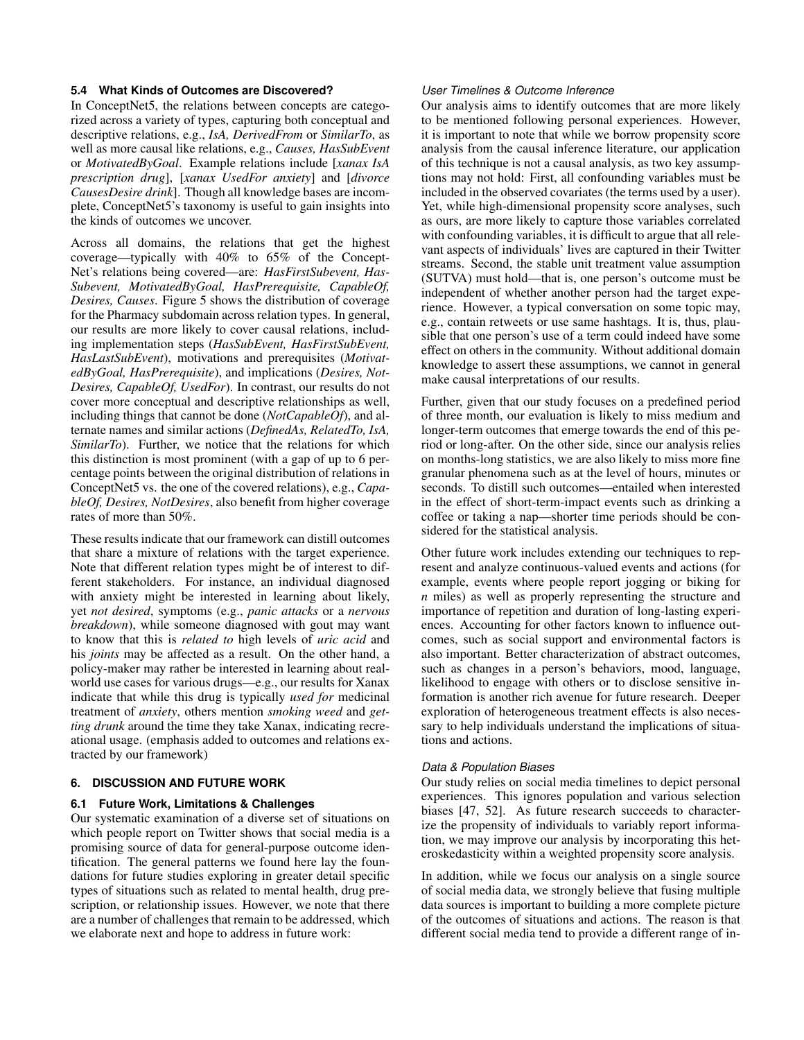### 5.4 What Kinds of Outcomes are Discovered?

In ConceptNet5, the relations between concepts are categorized across a variety of types, capturing both conceptual and descriptive relations, e.g., *IsA, DerivedFrom* or *SimilarTo*, as well as more causal like relations, e.g., *Causes, HasSubEvent* or *MotivatedByGoal*. Example relations include [*xanax IsA prescription drug*], [*xanax UsedFor anxiety*] and [*divorce CausesDesire drink*]. Though all knowledge bases are incomplete, ConceptNet5's taxonomy is useful to gain insights into the kinds of outcomes we uncover.

Across all domains, the relations that get the highest coverage—typically with 40% to 65% of the ConceptNet's relations being covered—are: *HasFirstSubevent, HasSubevent, MotivatedByGoal, HasPrerequisite, CapableOf, Desires, Causes*. Figure 5 shows the distribution of coverage for the Pharmacy subdomain across relation types. In general, our results are more likely to cover causal relations, including implementation steps (*HasSubEvent, HasFirstSubEvent, HasLastSubEvent*), motivations and prerequisites (*MotivatedByGoal, HasPrerequisite*), and implications (*Desires, NotDesires, CapableOf, UsedFor*). In contrast, our results do not cover more conceptual and descriptive relationships as well, including things that cannot be done (*NotCapableOf*), and alternate names and similar actions (*DefinedAs, RelatedTo, IsA, SimilarTo*). Further, we notice that the relations for which this distinction is most prominent (with a gap of up to 6 percentage points between the original distribution of relations in ConceptNet5 vs. the one of the covered relations), e.g., *CapableOf, Desires, NotDesires*, also benefit from higher coverage rates of more than 50%.

These results indicate that our framework can distill outcomes that share a mixture of relations with the target experience. Note that different relation types might be of interest to different stakeholders. For instance, an individual diagnosed with anxiety might be interested in learning about likely, yet *not desired*, symptoms (e.g., *panic attacks* or a *nervous breakdown*), while someone diagnosed with gout may want to know that this is *related to* high levels of *uric acid* and his *joints* may be affected as a result. On the other hand, a policy-maker may rather be interested in learning about real-world use cases for various drugs—e.g., our results for Xanax indicate that while this drug is typically *used for* medicinal treatment of *anxiety*, others mention *smoking weed* and *getting drunk* around the time they take Xanax, indicating recreational usage. (emphasis added to outcomes and relations extracted by our framework)

## 6. DISCUSSION AND FUTURE WORK

### 6.1 Future Work, Limitations & Challenges

Our systematic examination of a diverse set of situations on which people report on Twitter shows that social media is a promising source of data for general-purpose outcome identification. The general patterns we found here lay the foundations for future studies exploring in greater detail specific types of situations such as related to mental health, drug prescription, or relationship issues. However, we note that there are a number of challenges that remain to be addressed, which we elaborate next and hope to address in future work:

#### *User Timelines & Outcome Inference*

Our analysis aims to identify outcomes that are more likely to be mentioned following personal experiences. However, it is important to note that while we borrow propensity score analysis from the causal inference literature, our application of this technique is not a causal analysis, as two key assumptions may not hold: First, all confounding variables must be included in the observed covariates (the terms used by a user). Yet, while high-dimensional propensity score analyses, such as ours, are more likely to capture those variables correlated with confounding variables, it is difficult to argue that all relevant aspects of individuals' lives are captured in their Twitter streams. Second, the stable unit treatment value assumption (SUTVA) must hold—that is, one person's outcome must be independent of whether another person had the target experience. However, a typical conversation on some topic may, e.g., contain retweets or use same hashtags. It is, thus, plausible that one person's use of a term could indeed have some effect on others in the community. Without additional domain knowledge to assert these assumptions, we cannot in general make causal interpretations of our results.

Further, given that our study focuses on a predefined period of three month, our evaluation is likely to miss medium and longer-term outcomes that emerge towards the end of this period or long-after. On the other side, since our analysis relies on months-long statistics, we are also likely to miss more fine granular phenomena such as at the level of hours, minutes or seconds. To distill such outcomes—entailed when interested in the effect of short-term-impact events such as drinking a coffee or taking a nap—shorter time periods should be considered for the statistical analysis.

Other future work includes extending our techniques to represent and analyze continuous-valued events and actions (for example, events where people report jogging or biking for $n$ miles) as well as properly representing the structure and importance of repetition and duration of long-lasting experiences. Accounting for other factors known to influence outcomes, such as social support and environmental factors is also important. Better characterization of abstract outcomes, such as changes in a person's behaviors, mood, language, likelihood to engage with others or to disclose sensitive information is another rich avenue for future research. Deeper exploration of heterogeneous treatment effects is also necessary to help individuals understand the implications of situations and actions.

#### *Data & Population Biases*

Our study relies on social media timelines to depict personal experiences. This ignores population and various selection biases [47, 52]. As future research succeeds to characterize the propensity of individuals to variably report information, we may improve our analysis by incorporating this heteroskedasticity within a weighted propensity score analysis.

In addition, while we focus our analysis on a single source of social media data, we strongly believe that fusing multiple data sources is important to building a more complete picture of the outcomes of situations and actions. The reason is that different social media tend to provide a different range of in-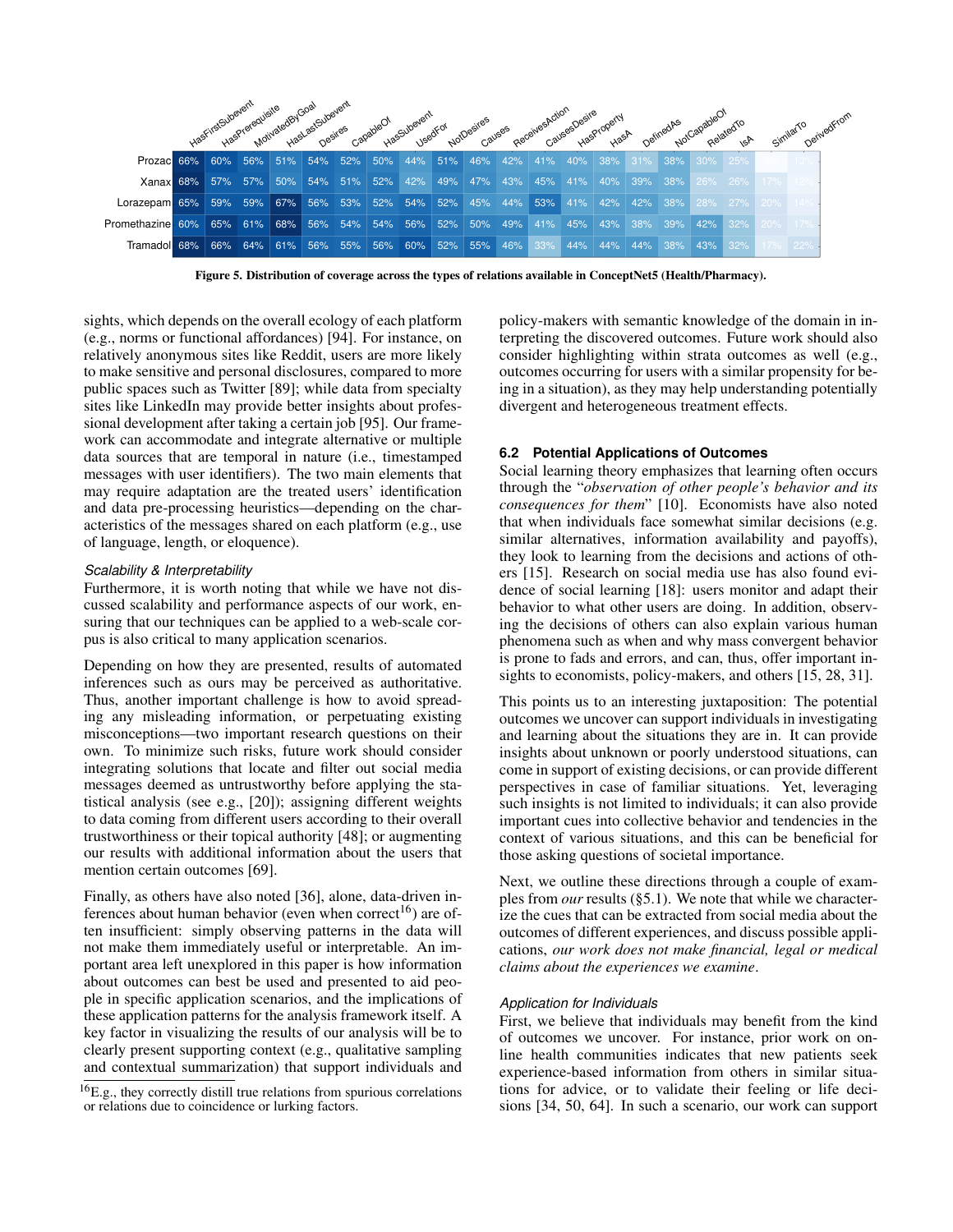| | HasFirstSubevent | HasPrerequisite | MotivatedByGoal | HasLastSubevent | Desires | CapableOf | HasSubevent | UsedFor | NotDesires | Causes | ReceivesAction | CausesDesire | HasProperty | HasA | DefinedAs | NotCapableOf | RelatedTo | IsA | SimilarTo | DerivedFrom |
|---|---|---|---|---|---|---|---|---|---|---|---|---|---|---|---|---|---|---|---|---|
| Prozac | 66% | 60% | 56% | 51% | 54% | 52% | 50% | 44% | 51% | 46% | 42% | 41% | 40% | 38% | 31% | 38% | 30% | 25% | 17% | 14% |
| Xanax | 68% | 57% | 57% | 50% | 54% | 51% | 52% | 42% | 49% | 47% | 43% | 45% | 41% | 40% | 39% | 38% | 26% | 26% | 17% | 12% |
| Lorazepam | 65% | 59% | 59% | 67% | 56% | 53% | 52% | 54% | 52% | 45% | 44% | 53% | 41% | 42% | 42% | 38% | 28% | 27% | 20% | 14% |
| Promethazine | 60% | 65% | 61% | 68% | 56% | 54% | 54% | 56% | 52% | 50% | 49% | 41% | 45% | 43% | 38% | 39% | 42% | 32% | 20% | 17% |
| Tramadol | 68% | 66% | 64% | 61% | 56% | 55% | 56% | 60% | 52% | 55% | 46% | 33% | 44% | 44% | 44% | 38% | 43% | 32% | 17% | 22% |

**Figure 5. Distribution of coverage across the types of relations available in ConceptNet5 (Health/Pharmacy).**

sights, which depends on the overall ecology of each platform (e.g., norms or functional affordances) [94]. For instance, on relatively anonymous sites like Reddit, users are more likely to make sensitive and personal disclosures, compared to more public spaces such as Twitter [89]; while data from specialty sites like LinkedIn may provide better insights about professional development after taking a certain job [95]. Our framework can accommodate and integrate alternative or multiple data sources that are temporal in nature (i.e., timestamped messages with user identifiers). The two main elements that may require adaptation are the treated users' identification and data pre-processing heuristics—depending on the characteristics of the messages shared on each platform (e.g., use of language, length, or eloquence).

*Scalability & Interpretability*

Furthermore, it is worth noting that while we have not discussed scalability and performance aspects of our work, ensuring that our techniques can be applied to a web-scale corpus is also critical to many application scenarios.

Depending on how they are presented, results of automated inferences such as ours may be perceived as authoritative. Thus, another important challenge is how to avoid spreading any misleading information, or perpetuating existing misconceptions—two important research questions on their own. To minimize such risks, future work should consider integrating solutions that locate and filter out social media messages deemed as untrustworthy before applying the statistical analysis (see e.g., [20]); assigning different weights to data coming from different users according to their overall trustworthiness or their topical authority [48]; or augmenting our results with additional information about the users that mention certain outcomes [69].

Finally, as others have also noted [36], alone, data-driven inferences about human behavior (even when correct[16]) are often insufficient: simply observing patterns in the data will not make them immediately useful or interpretable. An important area left unexplored in this paper is how information about outcomes can best be used and presented to aid people in specific application scenarios, and the implications of these application patterns for the analysis framework itself. A key factor in visualizing the results of our analysis will be to clearly present supporting context (e.g., qualitative sampling and contextual summarization) that support individuals and policy-makers with semantic knowledge of the domain in interpreting the discovered outcomes. Future work should also consider highlighting within strata outcomes as well (e.g., outcomes occurring for users with a similar propensity for being in a situation), as they may help understanding potentially divergent and heterogeneous treatment effects.

### 6.2 Potential Applications of Outcomes

Social learning theory emphasizes that learning often occurs through the "*observation of other people's behavior and its consequences for them*" [10]. Economists have also noted that when individuals face somewhat similar decisions (e.g. similar alternatives, information availability and payoffs), they look to learning from the decisions and actions of others [15]. Research on social media use has also found evidence of social learning [18]: users monitor and adapt their behavior to what other users are doing. In addition, observing the decisions of others can also explain various human phenomena such as when and why mass convergent behavior is prone to fads and errors, and can, thus, offer important insights to economists, policy-makers, and others [15, 28, 31].

This points us to an interesting juxtaposition: The potential outcomes we uncover can support individuals in investigating and learning about the situations they are in. It can provide insights about unknown or poorly understood situations, can come in support of existing decisions, or can provide different perspectives in case of familiar situations. Yet, leveraging such insights is not limited to individuals; it can also provide important cues into collective behavior and tendencies in the context of various situations, and this can be beneficial for those asking questions of societal importance.

Next, we outline these directions through a couple of examples from *our* results (§5.1). We note that while we characterize the cues that can be extracted from social media about the outcomes of different experiences, and discuss possible applications, *our work does not make financial, legal or medical claims about the experiences we examine*.

*Application for Individuals*

First, we believe that individuals may benefit from the kind of outcomes we uncover. For instance, prior work on online health communities indicates that new patients seek experience-based information from others in similar situations for advice, or to validate their feeling or life decisions [34, 50, 64]. In such a scenario, our work can support

[16] E.g., they correctly distill true relations from spurious correlations or relations due to coincidence or lurking factors.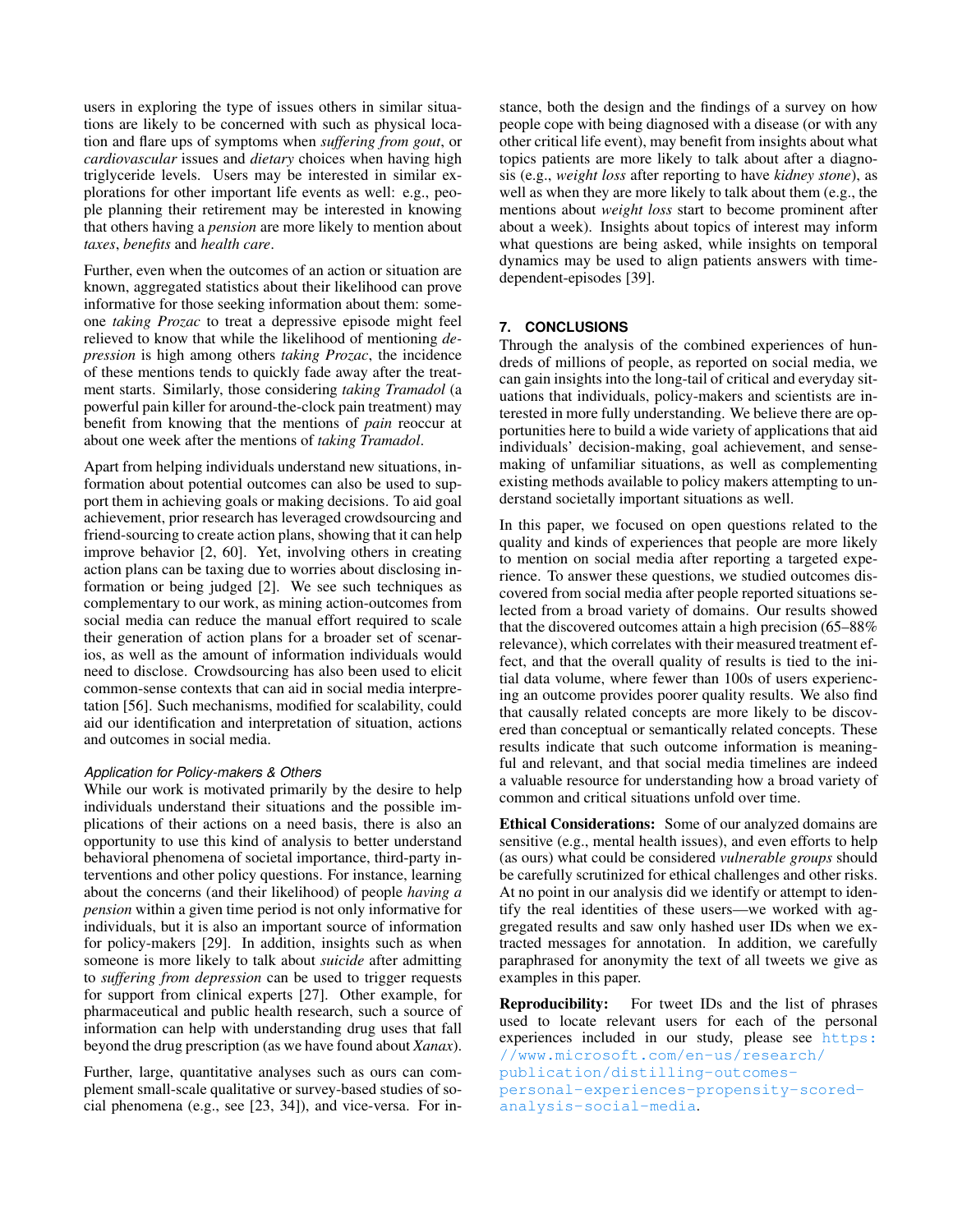users in exploring the type of issues others in similar situations are likely to be concerned with such as physical location and flare ups of symptoms when *suffering from gout*, or *cardiovascular* issues and *dietary* choices when having high triglyceride levels. Users may be interested in similar explorations for other important life events as well: e.g., people planning their retirement may be interested in knowing that others having a *pension* are more likely to mention about *taxes*, *benefits* and *health care*.

Further, even when the outcomes of an action or situation are known, aggregated statistics about their likelihood can prove informative for those seeking information about them: someone *taking Prozac* to treat a depressive episode might feel relieved to know that while the likelihood of mentioning *depression* is high among others *taking Prozac*, the incidence of these mentions tends to quickly fade away after the treatment starts. Similarly, those considering *taking Tramadol* (a powerful pain killer for around-the-clock pain treatment) may benefit from knowing that the mentions of *pain* reoccur at about one week after the mentions of *taking Tramadol*.

Apart from helping individuals understand new situations, information about potential outcomes can also be used to support them in achieving goals or making decisions. To aid goal achievement, prior research has leveraged crowdsourcing and friend-sourcing to create action plans, showing that it can help improve behavior [2, 60]. Yet, involving others in creating action plans can be taxing due to worries about disclosing information or being judged [2]. We see such techniques as complementary to our work, as mining action-outcomes from social media can reduce the manual effort required to scale their generation of action plans for a broader set of scenarios, as well as the amount of information individuals would need to disclose. Crowdsourcing has also been used to elicit common-sense contexts that can aid in social media interpretation [56]. Such mechanisms, modified for scalability, could aid our identification and interpretation of situation, actions and outcomes in social media.

### *Application for Policy-makers & Others*

While our work is motivated primarily by the desire to help individuals understand their situations and the possible implications of their actions on a need basis, there is also an opportunity to use this kind of analysis to better understand behavioral phenomena of societal importance, third-party interventions and other policy questions. For instance, learning about the concerns (and their likelihood) of people *having a pension* within a given time period is not only informative for individuals, but it is also an important source of information for policy-makers [29]. In addition, insights such as when someone is more likely to talk about *suicide* after admitting to *suffering from depression* can be used to trigger requests for support from clinical experts [27]. Other example, for pharmaceutical and public health research, such a source of information can help with understanding drug uses that fall beyond the drug prescription (as we have found about *Xanax*).

Further, large, quantitative analyses such as ours can complement small-scale qualitative or survey-based studies of social phenomena (e.g., see [23, 34]), and vice-versa. For instance, both the design and the findings of a survey on how people cope with being diagnosed with a disease (or with any other critical life event), may benefit from insights about what topics patients are more likely to talk about after a diagnosis (e.g., *weight loss* after reporting to have *kidney stone*), as well as when they are more likely to talk about them (e.g., the mentions about *weight loss* start to become prominent after about a week). Insights about topics of interest may inform what questions are being asked, while insights on temporal dynamics may be used to align patients answers with time-dependent-episodes [39].

## 7. CONCLUSIONS

Through the analysis of the combined experiences of hundreds of millions of people, as reported on social media, we can gain insights into the long-tail of critical and everyday situations that individuals, policy-makers and scientists are interested in more fully understanding. We believe there are opportunities here to build a wide variety of applications that aid individuals' decision-making, goal achievement, and sense-making of unfamiliar situations, as well as complementing existing methods available to policy makers attempting to understand societally important situations as well.

In this paper, we focused on open questions related to the quality and kinds of experiences that people are more likely to mention on social media after reporting a targeted experience. To answer these questions, we studied outcomes discovered from social media after people reported situations selected from a broad variety of domains. Our results showed that the discovered outcomes attain a high precision (65–88% relevance), which correlates with their measured treatment effect, and that the overall quality of results is tied to the initial data volume, where fewer than 100s of users experiencing an outcome provides poorer quality results. We also find that causally related concepts are more likely to be discovered than conceptual or semantically related concepts. These results indicate that such outcome information is meaningful and relevant, and that social media timelines are indeed a valuable resource for understanding how a broad variety of common and critical situations unfold over time.

**Ethical Considerations:** Some of our analyzed domains are sensitive (e.g., mental health issues), and even efforts to help (as ours) what could be considered *vulnerable groups* should be carefully scrutinized for ethical challenges and other risks. At no point in our analysis did we identify or attempt to identify the real identities of these users—we worked with aggregated results and saw only hashed user IDs when we extracted messages for annotation. In addition, we carefully paraphrased for anonymity the text of all tweets we give as examples in this paper.

**Reproducibility:** For tweet IDs and the list of phrases used to locate relevant users for each of the personal experiences included in our study, please see https://www.microsoft.com/en-us/research/publication/distilling-outcomes-personal-experiences-propensity-scored-analysis-social-media.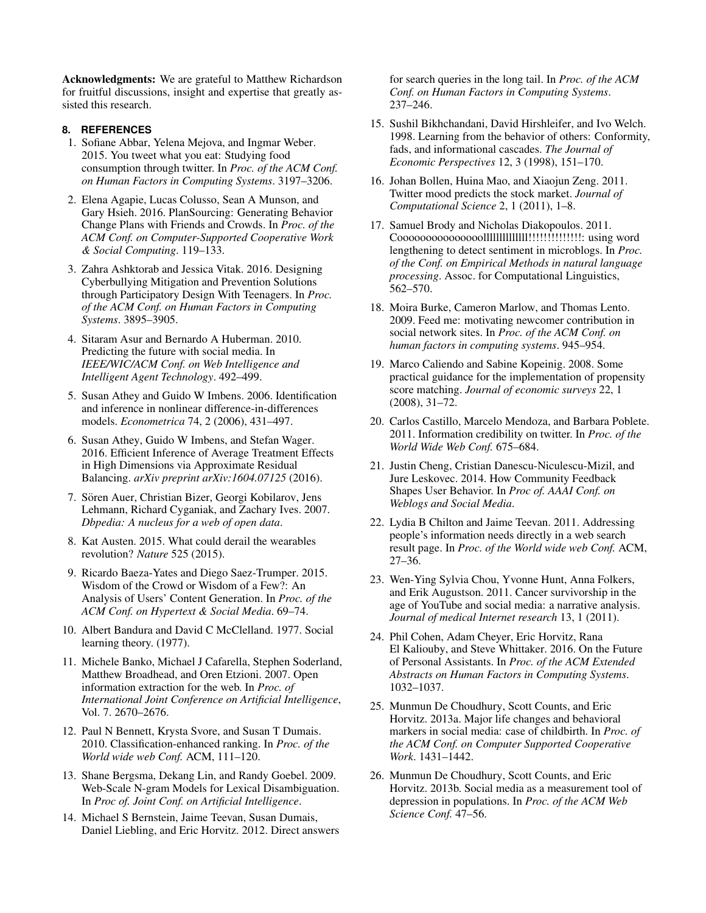**Acknowledgments:** We are grateful to Matthew Richardson for fruitful discussions, insight and expertise that greatly assisted this research.

## 8. REFERENCES

1. Sofiane Abbar, Yelena Mejova, and Ingmar Weber. 2015. You tweet what you eat: Studying food consumption through twitter. In *Proc. of the ACM Conf. on Human Factors in Computing Systems*. 3197–3206.
2. Elena Agapie, Lucas Colusso, Sean A Munson, and Gary Hsieh. 2016. PlanSourcing: Generating Behavior Change Plans with Friends and Crowds. In *Proc. of the ACM Conf. on Computer-Supported Cooperative Work & Social Computing*. 119–133.
3. Zahra Ashktorab and Jessica Vitak. 2016. Designing Cyberbullying Mitigation and Prevention Solutions through Participatory Design With Teenagers. In *Proc. of the ACM Conf. on Human Factors in Computing Systems*. 3895–3905.
4. Sitaram Asur and Bernardo A Huberman. 2010. Predicting the future with social media. In *IEEE/WIC/ACM Conf. on Web Intelligence and Intelligent Agent Technology*. 492–499.
5. Susan Athey and Guido W Imbens. 2006. Identification and inference in nonlinear difference-in-differences models. *Econometrica* 74, 2 (2006), 431–497.
6. Susan Athey, Guido W Imbens, and Stefan Wager. 2016. Efficient Inference of Average Treatment Effects in High Dimensions via Approximate Residual Balancing. *arXiv preprint arXiv:1604.07125* (2016).
7. Sören Auer, Christian Bizer, Georgi Kobilarov, Jens Lehmann, Richard Cyganiak, and Zachary Ives. 2007. *Dbpedia: A nucleus for a web of open data*.
8. Kat Austen. 2015. What could derail the wearables revolution? *Nature* 525 (2015).
9. Ricardo Baeza-Yates and Diego Saez-Trumper. 2015. Wisdom of the Crowd or Wisdom of a Few?: An Analysis of Users' Content Generation. In *Proc. of the ACM Conf. on Hypertext & Social Media*. 69–74.
10. Albert Bandura and David C McClelland. 1977. Social learning theory. (1977).
11. Michele Banko, Michael J Cafarella, Stephen Soderland, Matthew Broadhead, and Oren Etzioni. 2007. Open information extraction for the web. In *Proc. of International Joint Conference on Artificial Intelligence*, Vol. 7. 2670–2676.
12. Paul N Bennett, Krysta Svore, and Susan T Dumais. 2010. Classification-enhanced ranking. In *Proc. of the World wide web Conf.* ACM, 111–120.
13. Shane Bergsma, Dekang Lin, and Randy Goebel. 2009. Web-Scale N-gram Models for Lexical Disambiguation. In *Proc of. Joint Conf. on Artificial Intelligence*.
14. Michael S Bernstein, Jaime Teevan, Susan Dumais, Daniel Liebling, and Eric Horvitz. 2012. Direct answers for search queries in the long tail. In *Proc. of the ACM Conf. on Human Factors in Computing Systems*. 237–246.
15. Sushil Bikhchandani, David Hirshleifer, and Ivo Welch. 1998. Learning from the behavior of others: Conformity, fads, and informational cascades. *The Journal of Economic Perspectives* 12, 3 (1998), 151–170.
16. Johan Bollen, Huina Mao, and Xiaojun Zeng. 2011. Twitter mood predicts the stock market. *Journal of Computational Science* 2, 1 (2011), 1–8.
17. Samuel Brody and Nicholas Diakopoulos. 2011. Cooooooooooooooollllllllllllll!!!!!!!!!!!!!!: using word lengthening to detect sentiment in microblogs. In *Proc. of the Conf. on Empirical Methods in natural language processing*. Assoc. for Computational Linguistics, 562–570.
18. Moira Burke, Cameron Marlow, and Thomas Lento. 2009. Feed me: motivating newcomer contribution in social network sites. In *Proc. of the ACM Conf. on human factors in computing systems*. 945–954.
19. Marco Caliendo and Sabine Kopeinig. 2008. Some practical guidance for the implementation of propensity score matching. *Journal of economic surveys* 22, 1 (2008), 31–72.
20. Carlos Castillo, Marcelo Mendoza, and Barbara Poblete. 2011. Information credibility on twitter. In *Proc. of the World Wide Web Conf.* 675–684.
21. Justin Cheng, Cristian Danescu-Niculescu-Mizil, and Jure Leskovec. 2014. How Community Feedback Shapes User Behavior. In *Proc of. AAAI Conf. on Weblogs and Social Media*.
22. Lydia B Chilton and Jaime Teevan. 2011. Addressing people's information needs directly in a web search result page. In *Proc. of the World wide web Conf.* ACM, 27–36.
23. Wen-Ying Sylvia Chou, Yvonne Hunt, Anna Folkers, and Erik Augustson. 2011. Cancer survivorship in the age of YouTube and social media: a narrative analysis. *Journal of medical Internet research* 13, 1 (2011).
24. Phil Cohen, Adam Cheyer, Eric Horvitz, Rana El Kaliouby, and Steve Whittaker. 2016. On the Future of Personal Assistants. In *Proc. of the ACM Extended Abstracts on Human Factors in Computing Systems*. 1032–1037.
25. Munmun De Choudhury, Scott Counts, and Eric Horvitz. 2013a. Major life changes and behavioral markers in social media: case of childbirth. In *Proc. of the ACM Conf. on Computer Supported Cooperative Work*. 1431–1442.
26. Munmun De Choudhury, Scott Counts, and Eric Horvitz. 2013b. Social media as a measurement tool of depression in populations. In *Proc. of the ACM Web Science Conf.* 47–56.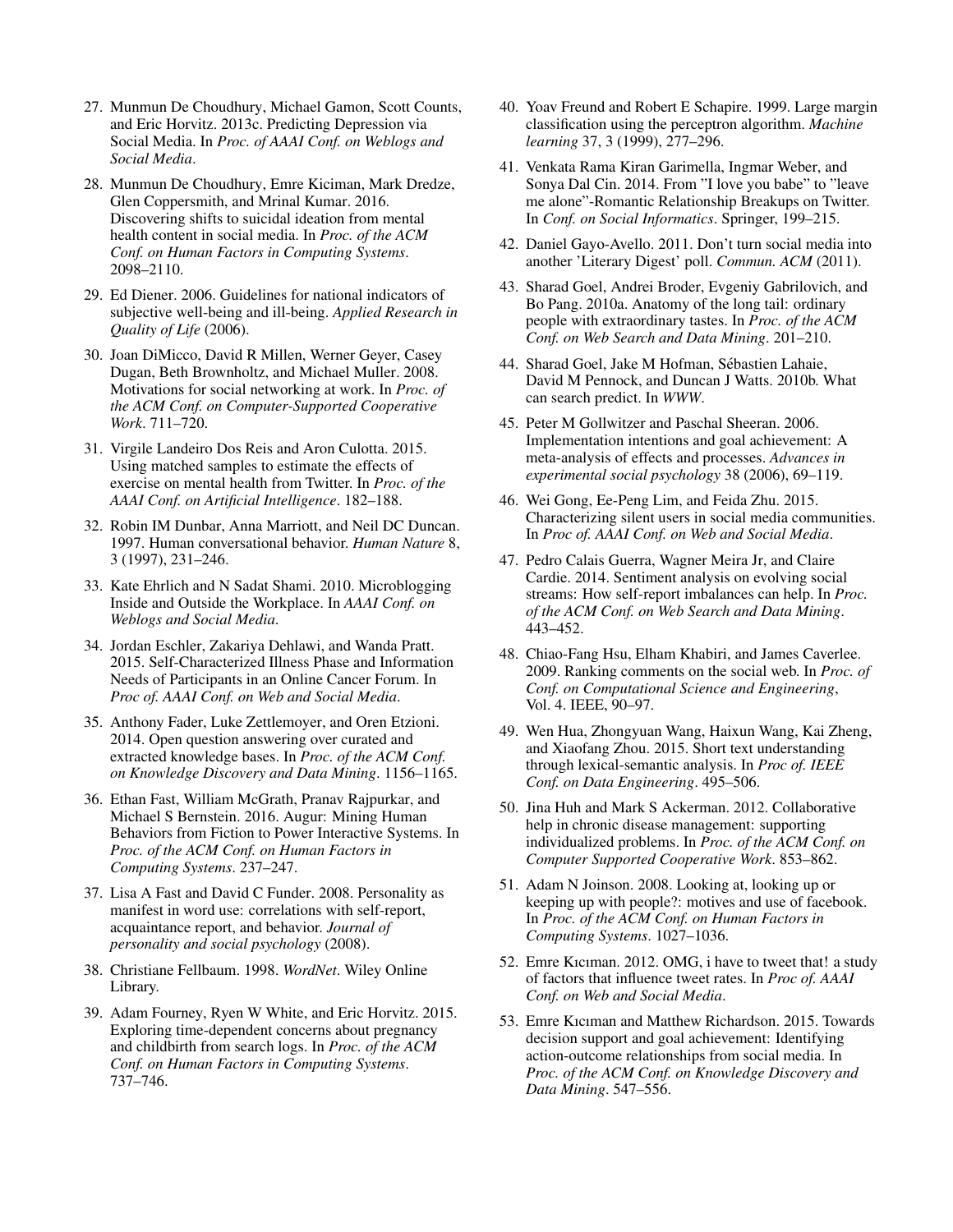27. Munmun De Choudhury, Michael Gamon, Scott Counts, and Eric Horvitz. 2013c. Predicting Depression via Social Media. In *Proc. of AAAI Conf. on Weblogs and Social Media*.

28. Munmun De Choudhury, Emre Kiciman, Mark Dredze, Glen Coppersmith, and Mrinal Kumar. 2016. Discovering shifts to suicidal ideation from mental health content in social media. In *Proc. of the ACM Conf. on Human Factors in Computing Systems*. 2098–2110.

29. Ed Diener. 2006. Guidelines for national indicators of subjective well-being and ill-being. *Applied Research in Quality of Life* (2006).

30. Joan DiMicco, David R Millen, Werner Geyer, Casey Dugan, Beth Brownholtz, and Michael Muller. 2008. Motivations for social networking at work. In *Proc. of the ACM Conf. on Computer-Supported Cooperative Work*. 711–720.

31. Virgile Landeiro Dos Reis and Aron Culotta. 2015. Using matched samples to estimate the effects of exercise on mental health from Twitter. In *Proc. of the AAAI Conf. on Artificial Intelligence*. 182–188.

32. Robin IM Dunbar, Anna Marriott, and Neil DC Duncan. 1997. Human conversational behavior. *Human Nature* 8, 3 (1997), 231–246.

33. Kate Ehrlich and N Sadat Shami. 2010. Microblogging Inside and Outside the Workplace. In *AAAI Conf. on Weblogs and Social Media*.

34. Jordan Eschler, Zakariya Dehlawi, and Wanda Pratt. 2015. Self-Characterized Illness Phase and Information Needs of Participants in an Online Cancer Forum. In *Proc of. AAAI Conf. on Web and Social Media*.

35. Anthony Fader, Luke Zettlemoyer, and Oren Etzioni. 2014. Open question answering over curated and extracted knowledge bases. In *Proc. of the ACM Conf. on Knowledge Discovery and Data Mining*. 1156–1165.

36. Ethan Fast, William McGrath, Pranav Rajpurkar, and Michael S Bernstein. 2016. Augur: Mining Human Behaviors from Fiction to Power Interactive Systems. In *Proc. of the ACM Conf. on Human Factors in Computing Systems*. 237–247.

37. Lisa A Fast and David C Funder. 2008. Personality as manifest in word use: correlations with self-report, acquaintance report, and behavior. *Journal of personality and social psychology* (2008).

38. Christiane Fellbaum. 1998. *WordNet*. Wiley Online Library.

39. Adam Fourney, Ryen W White, and Eric Horvitz. 2015. Exploring time-dependent concerns about pregnancy and childbirth from search logs. In *Proc. of the ACM Conf. on Human Factors in Computing Systems*. 737–746.

40. Yoav Freund and Robert E Schapire. 1999. Large margin classification using the perceptron algorithm. *Machine learning* 37, 3 (1999), 277–296.

41. Venkata Rama Kiran Garimella, Ingmar Weber, and Sonya Dal Cin. 2014. From "I love you babe" to "leave me alone"-Romantic Relationship Breakups on Twitter. In *Conf. on Social Informatics*. Springer, 199–215.

42. Daniel Gayo-Avello. 2011. Don't turn social media into another 'Literary Digest' poll. *Commun. ACM* (2011).

43. Sharad Goel, Andrei Broder, Evgeniy Gabrilovich, and Bo Pang. 2010a. Anatomy of the long tail: ordinary people with extraordinary tastes. In *Proc. of the ACM Conf. on Web Search and Data Mining*. 201–210.

44. Sharad Goel, Jake M Hofman, Sébastien Lahaie, David M Pennock, and Duncan J Watts. 2010b. What can search predict. In *WWW*.

45. Peter M Gollwitzer and Paschal Sheeran. 2006. Implementation intentions and goal achievement: A meta-analysis of effects and processes. *Advances in experimental social psychology* 38 (2006), 69–119.

46. Wei Gong, Ee-Peng Lim, and Feida Zhu. 2015. Characterizing silent users in social media communities. In *Proc of. AAAI Conf. on Web and Social Media*.

47. Pedro Calais Guerra, Wagner Meira Jr, and Claire Cardie. 2014. Sentiment analysis on evolving social streams: How self-report imbalances can help. In *Proc. of the ACM Conf. on Web Search and Data Mining*. 443–452.

48. Chiao-Fang Hsu, Elham Khabiri, and James Caverlee. 2009. Ranking comments on the social web. In *Proc. of Conf. on Computational Science and Engineering*, Vol. 4. IEEE, 90–97.

49. Wen Hua, Zhongyuan Wang, Haixun Wang, Kai Zheng, and Xiaofang Zhou. 2015. Short text understanding through lexical-semantic analysis. In *Proc of. IEEE Conf. on Data Engineering*. 495–506.

50. Jina Huh and Mark S Ackerman. 2012. Collaborative help in chronic disease management: supporting individualized problems. In *Proc. of the ACM Conf. on Computer Supported Cooperative Work*. 853–862.

51. Adam N Joinson. 2008. Looking at, looking up or keeping up with people?: motives and use of facebook. In *Proc. of the ACM Conf. on Human Factors in Computing Systems*. 1027–1036.

52. Emre Kıcıman. 2012. OMG, i have to tweet that! a study of factors that influence tweet rates. In *Proc of. AAAI Conf. on Web and Social Media*.

53. Emre Kıcıman and Matthew Richardson. 2015. Towards decision support and goal achievement: Identifying action-outcome relationships from social media. In *Proc. of the ACM Conf. on Knowledge Discovery and Data Mining*. 547–556.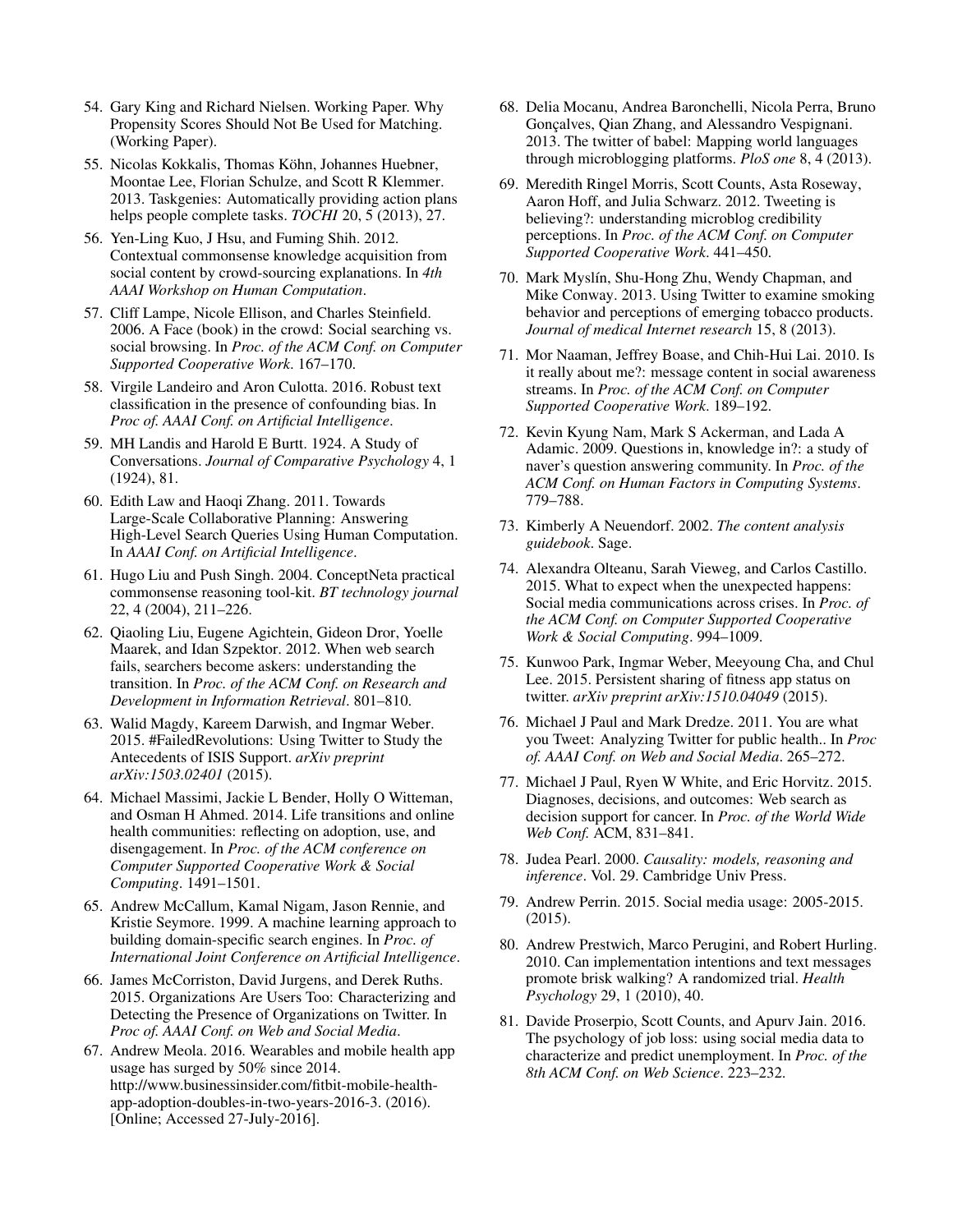54. Gary King and Richard Nielsen. Working Paper. Why Propensity Scores Should Not Be Used for Matching. (Working Paper).

55. Nicolas Kokkalis, Thomas Köhn, Johannes Huebner, Moontae Lee, Florian Schulze, and Scott R Klemmer. 2013. Taskgenies: Automatically providing action plans helps people complete tasks. *TOCHI* 20, 5 (2013), 27.

56. Yen-Ling Kuo, J Hsu, and Fuming Shih. 2012. Contextual commonsense knowledge acquisition from social content by crowd-sourcing explanations. In *4th AAAI Workshop on Human Computation*.

57. Cliff Lampe, Nicole Ellison, and Charles Steinfield. 2006. A Face (book) in the crowd: Social searching vs. social browsing. In *Proc. of the ACM Conf. on Computer Supported Cooperative Work*. 167–170.

58. Virgile Landeiro and Aron Culotta. 2016. Robust text classification in the presence of confounding bias. In *Proc of. AAAI Conf. on Artificial Intelligence*.

59. MH Landis and Harold E Burtt. 1924. A Study of Conversations. *Journal of Comparative Psychology* 4, 1 (1924), 81.

60. Edith Law and Haoqi Zhang. 2011. Towards Large-Scale Collaborative Planning: Answering High-Level Search Queries Using Human Computation. In *AAAI Conf. on Artificial Intelligence*.

61. Hugo Liu and Push Singh. 2004. ConceptNeta practical commonsense reasoning tool-kit. *BT technology journal* 22, 4 (2004), 211–226.

62. Qiaoling Liu, Eugene Agichtein, Gideon Dror, Yoelle Maarek, and Idan Szpektor. 2012. When web search fails, searchers become askers: understanding the transition. In *Proc. of the ACM Conf. on Research and Development in Information Retrieval*. 801–810.

63. Walid Magdy, Kareem Darwish, and Ingmar Weber. 2015. #FailedRevolutions: Using Twitter to Study the Antecedents of ISIS Support. *arXiv preprint arXiv:1503.02401* (2015).

64. Michael Massimi, Jackie L Bender, Holly O Witteman, and Osman H Ahmed. 2014. Life transitions and online health communities: reflecting on adoption, use, and disengagement. In *Proc. of the ACM conference on Computer Supported Cooperative Work & Social Computing*. 1491–1501.

65. Andrew McCallum, Kamal Nigam, Jason Rennie, and Kristie Seymore. 1999. A machine learning approach to building domain-specific search engines. In *Proc. of International Joint Conference on Artificial Intelligence*.

66. James McCorriston, David Jurgens, and Derek Ruths. 2015. Organizations Are Users Too: Characterizing and Detecting the Presence of Organizations on Twitter. In *Proc of. AAAI Conf. on Web and Social Media*.

67. Andrew Meola. 2016. Wearables and mobile health app usage has surged by 50% since 2014. http://www.businessinsider.com/fitbit-mobile-health-app-adoption-doubles-in-two-years-2016-3. (2016). [Online; Accessed 27-July-2016].

68. Delia Mocanu, Andrea Baronchelli, Nicola Perra, Bruno Gonçalves, Qian Zhang, and Alessandro Vespignani. 2013. The twitter of babel: Mapping world languages through microblogging platforms. *PloS one* 8, 4 (2013).

69. Meredith Ringel Morris, Scott Counts, Asta Roseway, Aaron Hoff, and Julia Schwarz. 2012. Tweeting is believing?: understanding microblog credibility perceptions. In *Proc. of the ACM Conf. on Computer Supported Cooperative Work*. 441–450.

70. Mark Myslín, Shu-Hong Zhu, Wendy Chapman, and Mike Conway. 2013. Using Twitter to examine smoking behavior and perceptions of emerging tobacco products. *Journal of medical Internet research* 15, 8 (2013).

71. Mor Naaman, Jeffrey Boase, and Chih-Hui Lai. 2010. Is it really about me?: message content in social awareness streams. In *Proc. of the ACM Conf. on Computer Supported Cooperative Work*. 189–192.

72. Kevin Kyung Nam, Mark S Ackerman, and Lada A Adamic. 2009. Questions in, knowledge in?: a study of naver's question answering community. In *Proc. of the ACM Conf. on Human Factors in Computing Systems*. 779–788.

73. Kimberly A Neuendorf. 2002. *The content analysis guidebook*. Sage.

74. Alexandra Olteanu, Sarah Vieweg, and Carlos Castillo. 2015. What to expect when the unexpected happens: Social media communications across crises. In *Proc. of the ACM Conf. on Computer Supported Cooperative Work & Social Computing*. 994–1009.

75. Kunwoo Park, Ingmar Weber, Meeyoung Cha, and Chul Lee. 2015. Persistent sharing of fitness app status on twitter. *arXiv preprint arXiv:1510.04049* (2015).

76. Michael J Paul and Mark Dredze. 2011. You are what you Tweet: Analyzing Twitter for public health.. In *Proc of. AAAI Conf. on Web and Social Media*. 265–272.

77. Michael J Paul, Ryen W White, and Eric Horvitz. 2015. Diagnoses, decisions, and outcomes: Web search as decision support for cancer. In *Proc. of the World Wide Web Conf.* ACM, 831–841.

78. Judea Pearl. 2000. *Causality: models, reasoning and inference*. Vol. 29. Cambridge Univ Press.

79. Andrew Perrin. 2015. Social media usage: 2005-2015. (2015).

80. Andrew Prestwich, Marco Perugini, and Robert Hurling. 2010. Can implementation intentions and text messages promote brisk walking? A randomized trial. *Health Psychology* 29, 1 (2010), 40.

81. Davide Proserpio, Scott Counts, and Apurv Jain. 2016. The psychology of job loss: using social media data to characterize and predict unemployment. In *Proc. of the 8th ACM Conf. on Web Science*. 223–232.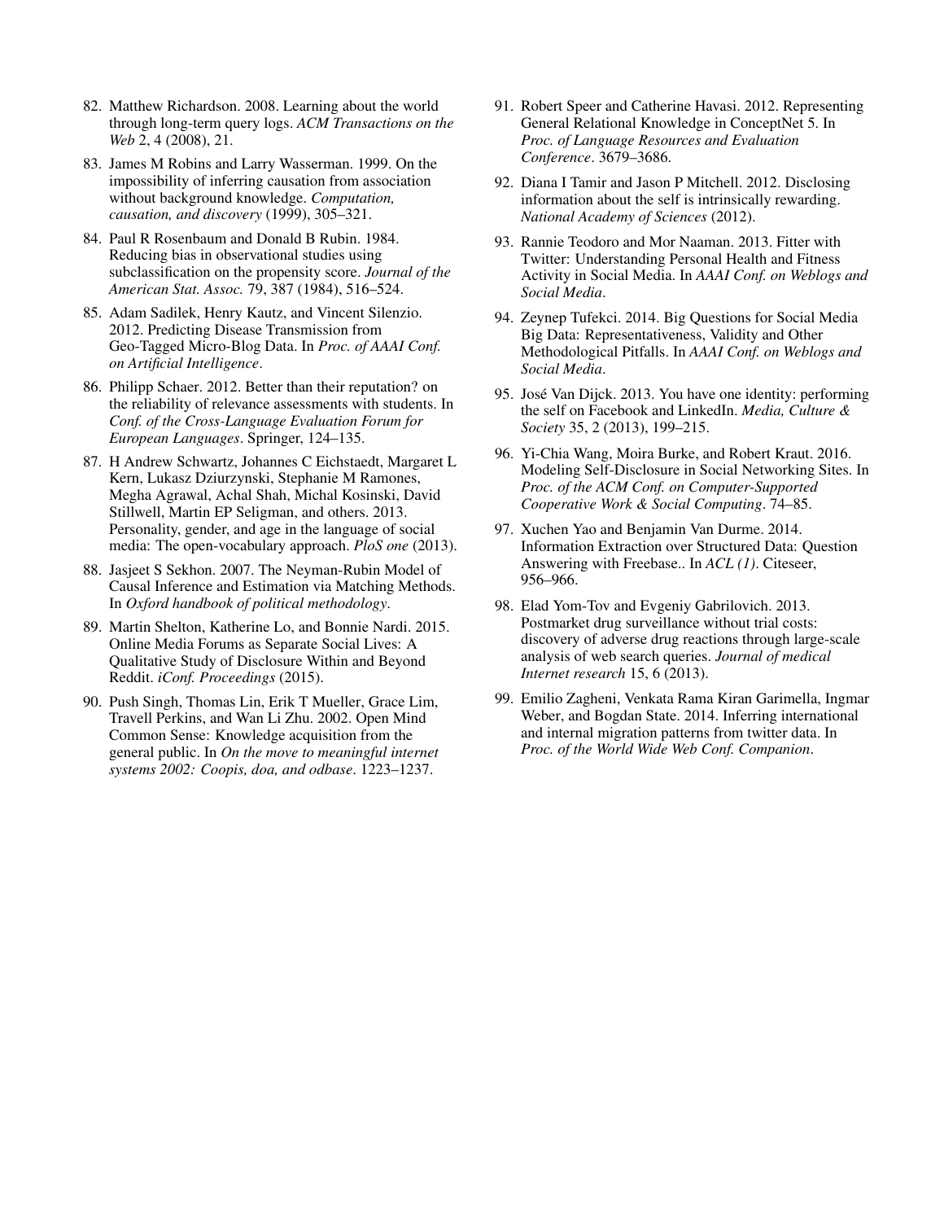82. Matthew Richardson. 2008. Learning about the world through long-term query logs. *ACM Transactions on the Web* 2, 4 (2008), 21.
83. James M Robins and Larry Wasserman. 1999. On the impossibility of inferring causation from association without background knowledge. *Computation, causation, and discovery* (1999), 305–321.
84. Paul R Rosenbaum and Donald B Rubin. 1984. Reducing bias in observational studies using subclassification on the propensity score. *Journal of the American Stat. Assoc.* 79, 387 (1984), 516–524.
85. Adam Sadilek, Henry Kautz, and Vincent Silenzio. 2012. Predicting Disease Transmission from Geo-Tagged Micro-Blog Data. In *Proc. of AAAI Conf. on Artificial Intelligence*.
86. Philipp Schaer. 2012. Better than their reputation? on the reliability of relevance assessments with students. In *Conf. of the Cross-Language Evaluation Forum for European Languages*. Springer, 124–135.
87. H Andrew Schwartz, Johannes C Eichstaedt, Margaret L Kern, Lukasz Dziurzynski, Stephanie M Ramones, Megha Agrawal, Achal Shah, Michal Kosinski, David Stillwell, Martin EP Seligman, and others. 2013. Personality, gender, and age in the language of social media: The open-vocabulary approach. *PloS one* (2013).
88. Jasjeet S Sekhon. 2007. The Neyman-Rubin Model of Causal Inference and Estimation via Matching Methods. In *Oxford handbook of political methodology*.
89. Martin Shelton, Katherine Lo, and Bonnie Nardi. 2015. Online Media Forums as Separate Social Lives: A Qualitative Study of Disclosure Within and Beyond Reddit. *iConf. Proceedings* (2015).
90. Push Singh, Thomas Lin, Erik T Mueller, Grace Lim, Travell Perkins, and Wan Li Zhu. 2002. Open Mind Common Sense: Knowledge acquisition from the general public. In *On the move to meaningful internet systems 2002: Coopis, doa, and odbase*. 1223–1237.
91. Robert Speer and Catherine Havasi. 2012. Representing General Relational Knowledge in ConceptNet 5. In *Proc. of Language Resources and Evaluation Conference*. 3679–3686.
92. Diana I Tamir and Jason P Mitchell. 2012. Disclosing information about the self is intrinsically rewarding. *National Academy of Sciences* (2012).
93. Rannie Teodoro and Mor Naaman. 2013. Fitter with Twitter: Understanding Personal Health and Fitness Activity in Social Media. In *AAAI Conf. on Weblogs and Social Media*.
94. Zeynep Tufekci. 2014. Big Questions for Social Media Big Data: Representativeness, Validity and Other Methodological Pitfalls. In *AAAI Conf. on Weblogs and Social Media*.
95. José Van Dijck. 2013. You have one identity: performing the self on Facebook and LinkedIn. *Media, Culture & Society* 35, 2 (2013), 199–215.
96. Yi-Chia Wang, Moira Burke, and Robert Kraut. 2016. Modeling Self-Disclosure in Social Networking Sites. In *Proc. of the ACM Conf. on Computer-Supported Cooperative Work & Social Computing*. 74–85.
97. Xuchen Yao and Benjamin Van Durme. 2014. Information Extraction over Structured Data: Question Answering with Freebase.. In *ACL (1)*. Citeseer, 956–966.
98. Elad Yom-Tov and Evgeniy Gabrilovich. 2013. Postmarket drug surveillance without trial costs: discovery of adverse drug reactions through large-scale analysis of web search queries. *Journal of medical Internet research* 15, 6 (2013).
99. Emilio Zagheni, Venkata Rama Kiran Garimella, Ingmar Weber, and Bogdan State. 2014. Inferring international and internal migration patterns from twitter data. In *Proc. of the World Wide Web Conf. Companion*.